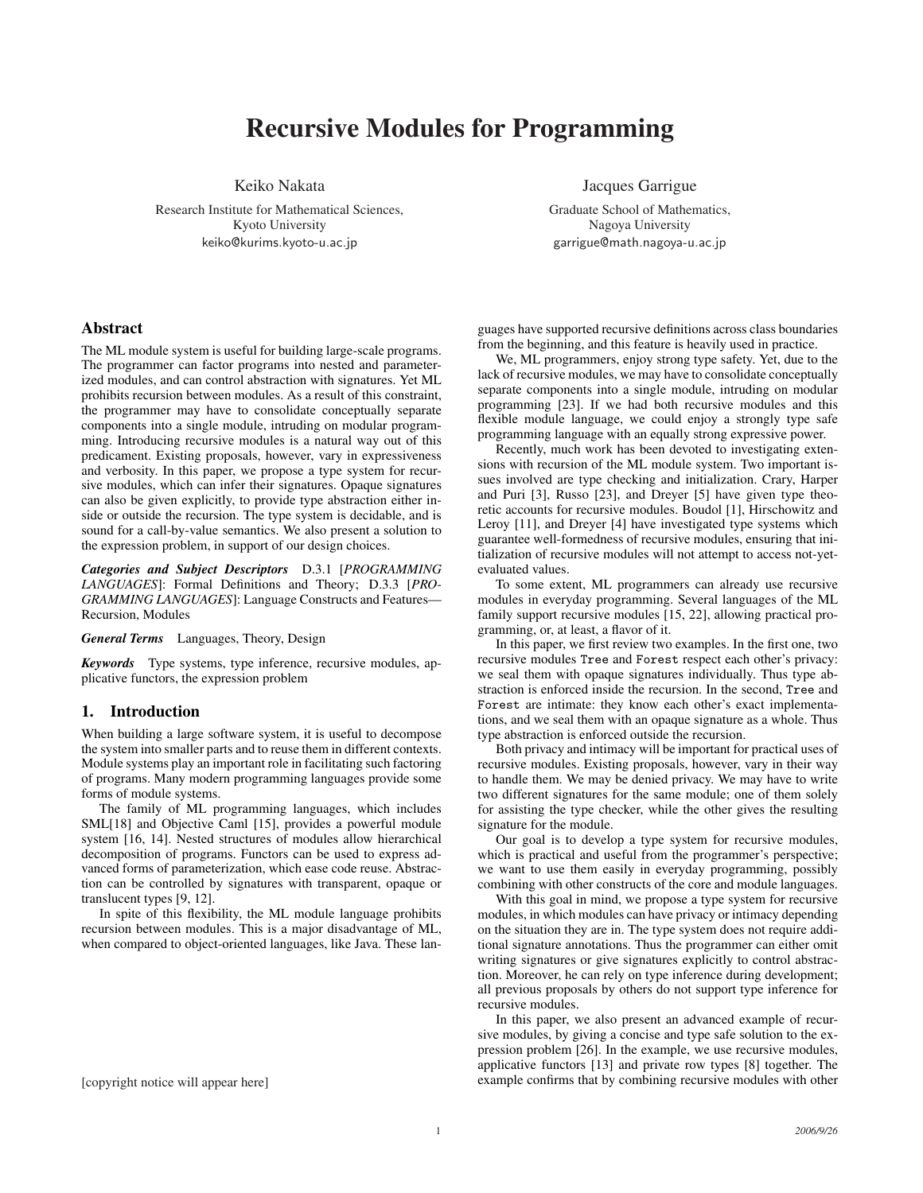# Recursive Modules for Programming

Keiko Nakata
Research Institute for Mathematical Sciences,
Kyoto University
keiko@kurims.kyoto-u.ac.jp

Jacques Garrigue
Graduate School of Mathematics,
Nagoya University
garrigue@math.nagoya-u.ac.jp

## Abstract

The ML module system is useful for building large-scale programs. The programmer can factor programs into nested and parameterized modules, and can control abstraction with signatures. Yet ML prohibits recursion between modules. As a result of this constraint, the programmer may have to consolidate conceptually separate components into a single module, intruding on modular programming. Introducing recursive modules is a natural way out of this predicament. Existing proposals, however, vary in expressiveness and verbosity. In this paper, we propose a type system for recursive modules, which can infer their signatures. Opaque signatures can also be given explicitly, to provide type abstraction either inside or outside the recursion. The type system is decidable, and is sound for a call-by-value semantics. We also present a solution to the expression problem, in support of our design choices.

***Categories and Subject Descriptors*** D.3.1 [*PROGRAMMING LANGUAGES*]: Formal Definitions and Theory; D.3.3 [*PROGRAMMING LANGUAGES*]: Language Constructs and Features—Recursion, Modules

***General Terms*** Languages, Theory, Design

***Keywords*** Type systems, type inference, recursive modules, applicative functors, the expression problem

## 1. Introduction

When building a large software system, it is useful to decompose the system into smaller parts and to reuse them in different contexts. Module systems play an important role in facilitating such factoring of programs. Many modern programming languages provide some forms of module systems.

The family of ML programming languages, which includes SML[18] and Objective Caml [15], provides a powerful module system [16, 14]. Nested structures of modules allow hierarchical decomposition of programs. Functors can be used to express advanced forms of parameterization, which ease code reuse. Abstraction can be controlled by signatures with transparent, opaque or translucent types [9, 12].

In spite of this flexibility, the ML module language prohibits recursion between modules. This is a major disadvantage of ML, when compared to object-oriented languages, like Java. These languages have supported recursive definitions across class boundaries from the beginning, and this feature is heavily used in practice.

We, ML programmers, enjoy strong type safety. Yet, due to the lack of recursive modules, we may have to consolidate conceptually separate components into a single module, intruding on modular programming [23]. If we had both recursive modules and this flexible module language, we could enjoy a strongly type safe programming language with an equally strong expressive power.

Recently, much work has been devoted to investigating extensions with recursion of the ML module system. Two important issues involved are type checking and initialization. Crary, Harper and Puri [3], Russo [23], and Dreyer [5] have given type theoretic accounts for recursive modules. Boudol [1], Hirschowitz and Leroy [11], and Dreyer [4] have investigated type systems which guarantee well-formedness of recursive modules, ensuring that initialization of recursive modules will not attempt to access not-yet-evaluated values.

To some extent, ML programmers can already use recursive modules in everyday programming. Several languages of the ML family support recursive modules [15, 22], allowing practical programming, or, at least, a flavor of it.

In this paper, we first review two examples. In the first one, two recursive modules `Tree` and `Forest` respect each other's privacy: we seal them with opaque signatures individually. Thus type abstraction is enforced inside the recursion. In the second, `Tree` and `Forest` are intimate: they know each other's exact implementations, and we seal them with an opaque signature as a whole. Thus type abstraction is enforced outside the recursion.

Both privacy and intimacy will be important for practical uses of recursive modules. Existing proposals, however, vary in their way to handle them. We may be denied privacy. We may have to write two different signatures for the same module; one of them solely for assisting the type checker, while the other gives the resulting signature for the module.

Our goal is to develop a type system for recursive modules, which is practical and useful from the programmer's perspective; we want to use them easily in everyday programming, possibly combining with other constructs of the core and module languages.

With this goal in mind, we propose a type system for recursive modules, in which modules can have privacy or intimacy depending on the situation they are in. The type system does not require additional signature annotations. Thus the programmer can either omit writing signatures or give signatures explicitly to control abstraction. Moreover, he can rely on type inference during development; all previous proposals by others do not support type inference for recursive modules.

In this paper, we also present an advanced example of recursive modules, by giving a concise and type safe solution to the expression problem [26]. In the example, we use recursive modules, applicative functors [13] and private row types [8] together. The example confirms that by combining recursive modules with other

[copyright notice will appear here]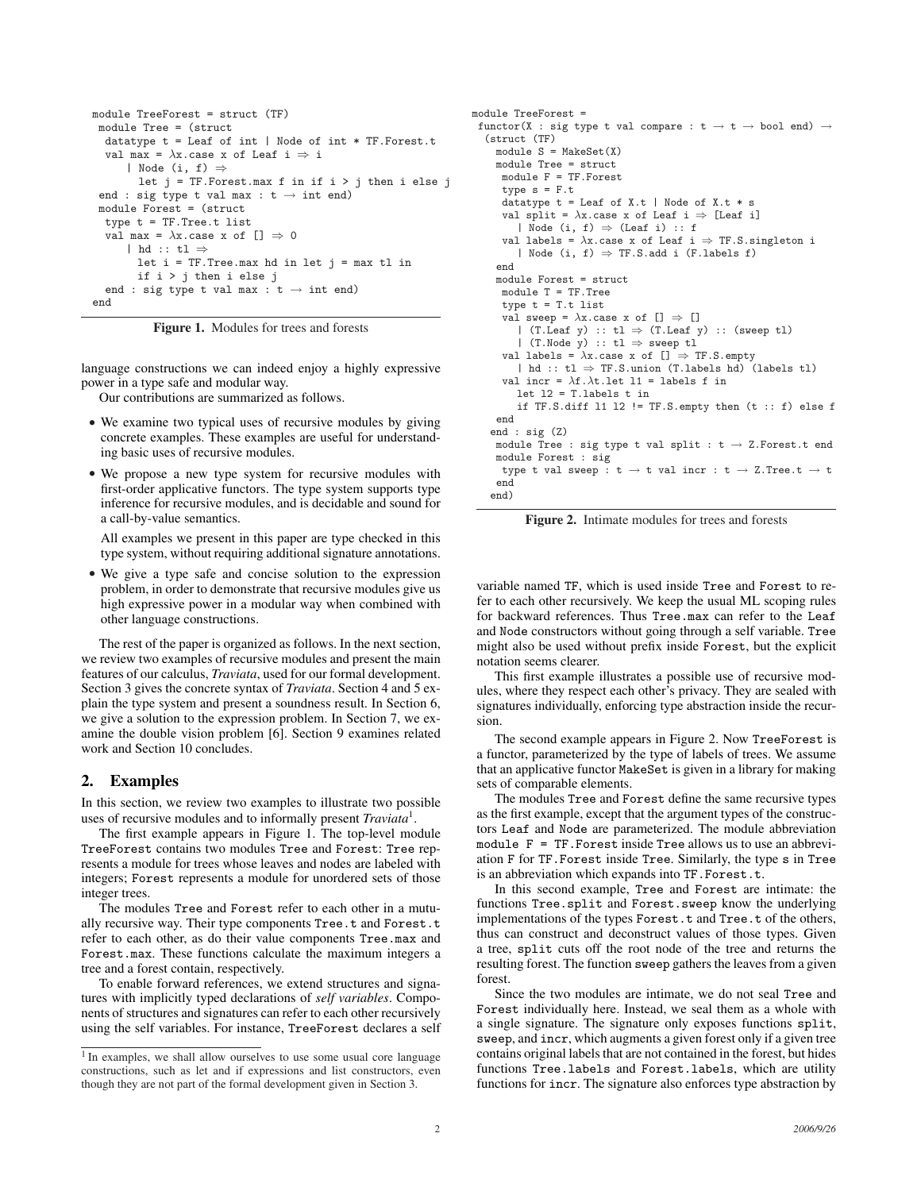```
module TreeForest = struct (TF)
 module Tree = (struct
  datatype t = Leaf of int | Node of int * TF.Forest.t
  val max = λx.case x of Leaf i ⇒ i
     | Node (i, f) ⇒
        let j = TF.Forest.max f in if i > j then i else j
 end : sig type t val max : t → int end)
 module Forest = (struct
  type t = TF.Tree.t list
  val max = λx.case x of [] ⇒ 0
     | hd :: tl ⇒
       let i = TF.Tree.max hd in let j = max tl in
       if i > j then i else j
  end : sig type t val max : t → int end)
end
```

**Figure 1.** Modules for trees and forests

language constructions we can indeed enjoy a highly expressive power in a type safe and modular way.

Our contributions are summarized as follows.

- We examine two typical uses of recursive modules by giving concrete examples. These examples are useful for understanding basic uses of recursive modules.
- We propose a new type system for recursive modules with first-order applicative functors. The type system supports type inference for recursive modules, and is decidable and sound for a call-by-value semantics.

  All examples we present in this paper are type checked in this type system, without requiring additional signature annotations.
- We give a type safe and concise solution to the expression problem, in order to demonstrate that recursive modules give us high expressive power in a modular way when combined with other language constructions.

The rest of the paper is organized as follows. In the next section, we review two examples of recursive modules and present the main features of our calculus, *Traviata*, used for our formal development. Section 3 gives the concrete syntax of *Traviata*. Section 4 and 5 explain the type system and present a soundness result. In Section 6, we give a solution to the expression problem. In Section 7, we examine the double vision problem [6]. Section 9 examines related work and Section 10 concludes.

## 2. Examples

In this section, we review two examples to illustrate two possible uses of recursive modules and to informally present *Traviata*[1].

The first example appears in Figure 1. The top-level module TreeForest contains two modules Tree and Forest: Tree represents a module for trees whose leaves and nodes are labeled with integers; Forest represents a module for unordered sets of those integer trees.

The modules Tree and Forest refer to each other in a mutually recursive way. Their type components Tree.t and Forest.t refer to each other, as do their value components Tree.max and Forest.max. These functions calculate the maximum integers a tree and a forest contain, respectively.

To enable forward references, we extend structures and signatures with implicitly typed declarations of *self variables*. Components of structures and signatures can refer to each other recursively using the self variables. For instance, TreeForest declares a self

[1] In examples, we shall allow ourselves to use some usual core language constructions, such as let and if expressions and list constructors, even though they are not part of the formal development given in Section 3.

```
module TreeForest =
 functor(X : sig type t val compare : t → t → bool end) →
  (struct (TF)
   module S = MakeSet(X)
   module Tree = struct
    module F = TF.Forest
    type s = F.t
    datatype t = Leaf of X.t | Node of X.t * s
    val split = λx.case x of Leaf i ⇒ [Leaf i]
       | Node (i, f) ⇒ (Leaf i) :: f
    val labels = λx.case x of Leaf i ⇒ TF.S.singleton i
       | Node (i, f) ⇒ TF.S.add i (F.labels f)
   end
   module Forest = struct
    module T = TF.Tree
    type t = T.t list
    val sweep = λx.case x of [] ⇒ []
       | (T.Leaf y) :: tl ⇒ (T.Leaf y) :: (sweep tl)
       | (T.Node y) :: tl ⇒ sweep tl
    val labels = λx.case x of [] ⇒ TF.S.empty
       | hd :: tl ⇒ TF.S.union (T.labels hd) (labels tl)
    val incr = λf.λt.let l1 = labels f in
       let l2 = T.labels t in
       if TF.S.diff l1 l2 != TF.S.empty then (t :: f) else f
   end
  end : sig (Z)
   module Tree : sig type t val split : t → Z.Forest.t end
   module Forest : sig
    type t val sweep : t → t val incr : t → Z.Tree.t → t
   end
  end)
```

**Figure 2.** Intimate modules for trees and forests

variable named TF, which is used inside Tree and Forest to refer to each other recursively. We keep the usual ML scoping rules for backward references. Thus Tree.max can refer to the Leaf and Node constructors without going through a self variable. Tree might also be used without prefix inside Forest, but the explicit notation seems clearer.

This first example illustrates a possible use of recursive modules, where they respect each other's privacy. They are sealed with signatures individually, enforcing type abstraction inside the recursion.

The second example appears in Figure 2. Now TreeForest is a functor, parameterized by the type of labels of trees. We assume that an applicative functor MakeSet is given in a library for making sets of comparable elements.

The modules Tree and Forest define the same recursive types as the first example, except that the argument types of the constructors Leaf and Node are parameterized. The module abbreviation module F = TF.Forest inside Tree allows us to use an abbreviation F for TF.Forest inside Tree. Similarly, the type s in Tree is an abbreviation which expands into TF.Forest.t.

In this second example, Tree and Forest are intimate: the functions Tree.split and Forest.sweep know the underlying implementations of the types Forest.t and Tree.t of the others, thus can construct and deconstruct values of those types. Given a tree, split cuts off the root node of the tree and returns the resulting forest. The function sweep gathers the leaves from a given forest.

Since the two modules are intimate, we do not seal Tree and Forest individually here. Instead, we seal them as a whole with a single signature. The signature only exposes functions split, sweep, and incr, which augments a given forest only if a given tree contains original labels that are not contained in the forest, but hides functions Tree.labels and Forest.labels, which are utility functions for incr. The signature also enforces type abstraction by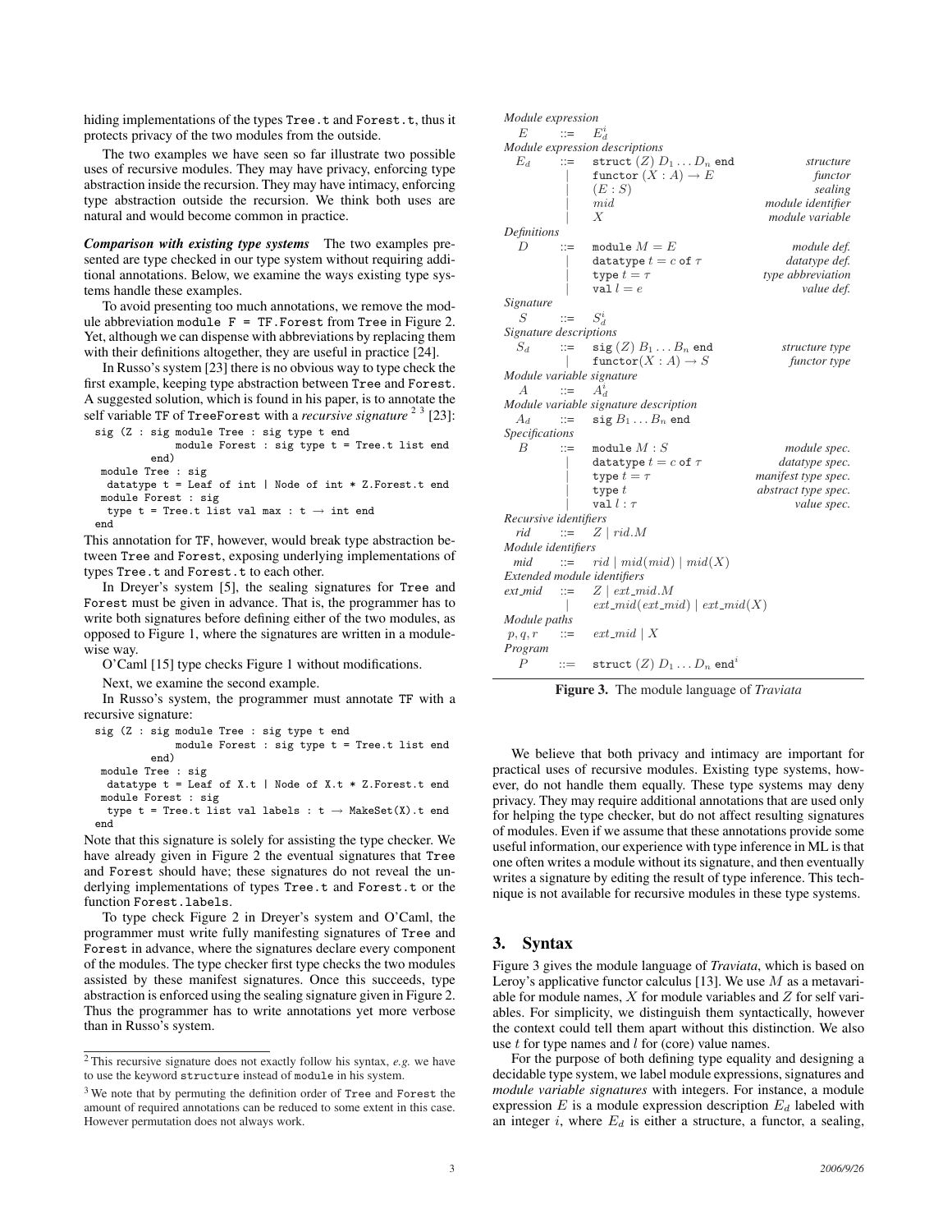hiding implementations of the types `Tree.t` and `Forest.t`, thus it protects privacy of the two modules from the outside.

The two examples we have seen so far illustrate two possible uses of recursive modules. They may have privacy, enforcing type abstraction inside the recursion. They may have intimacy, enforcing type abstraction outside the recursion. We think both uses are natural and would become common in practice.

***Comparison with existing type systems*** The two examples presented are type checked in our type system without requiring additional annotations. Below, we examine the ways existing type systems handle these examples.

To avoid presenting too much annotations, we remove the module abbreviation `module F = TF.Forest` from `Tree` in Figure 2. Yet, although we can dispense with abbreviations by replacing them with their definitions altogether, they are useful in practice [24].

In Russo's system [23] there is no obvious way to type check the first example, keeping type abstraction between `Tree` and `Forest`. A suggested solution, which is found in his paper, is to annotate the self variable `TF` of `TreeForest` with a *recursive signature* [2] [3] [23]:

```
sig (Z : sig module Tree : sig type t end
             module Forest : sig type t = Tree.t list end
         end)
  module Tree : sig
   datatype t = Leaf of int | Node of int * Z.Forest.t end
  module Forest : sig
   type t = Tree.t list val max : t → int end
end
```

This annotation for `TF`, however, would break type abstraction between `Tree` and `Forest`, exposing underlying implementations of types `Tree.t` and `Forest.t` to each other.

In Dreyer's system [5], the sealing signatures for `Tree` and `Forest` must be given in advance. That is, the programmer has to write both signatures before defining either of the two modules, as opposed to Figure 1, where the signatures are written in a module-wise way.

O'Caml [15] type checks Figure 1 without modifications.

Next, we examine the second example.

In Russo's system, the programmer must annotate `TF` with a recursive signature:

```
sig (Z : sig module Tree : sig type t end
             module Forest : sig type t = Tree.t list end
         end)
  module Tree : sig
   datatype t = Leaf of X.t | Node of X.t * Z.Forest.t end
  module Forest : sig
   type t = Tree.t list val labels : t → MakeSet(X).t end
end
```

Note that this signature is solely for assisting the type checker. We have already given in Figure 2 the eventual signatures that `Tree` and `Forest` should have; these signatures do not reveal the underlying implementations of types `Tree.t` and `Forest.t` or the function `Forest.labels`.

To type check Figure 2 in Dreyer's system and O'Caml, the programmer must write fully manifesting signatures of `Tree` and `Forest` in advance, where the signatures declare every component of the modules. The type checker first type checks the two modules assisted by these manifest signatures. Once this succeeds, type abstraction is enforced using the sealing signature given in Figure 2. Thus the programmer has to write annotations yet more verbose than in Russo's system.

[2] This recursive signature does not exactly follow his syntax, *e.g.* we have to use the keyword `structure` instead of `module` in his system.

[3] We note that by permuting the definition order of `Tree` and `Forest` the amount of required annotations can be reduced to some extent in this case. However permutation does not always work.

| | | | |
|---|---|---|---|
| *Module expression* | | | |
| $E$ | ::= | $E_d^i$ | |
| *Module expression descriptions* | | | |
| $E_d$ | ::= | `struct` $(Z)\ D_1 \ldots D_n$ `end` | *structure* |
| | \| | `functor` $(X : A) \to E$ | *functor* |
| | \| | $(E : S)$ | *sealing* |
| | \| | $mid$ | *module identifier* |
| | \| | $X$ | *module variable* |
| *Definitions* | | | |
| $D$ | ::= | `module` $M = E$ | *module def.* |
| | \| | `datatype` $t = c$ `of` $\tau$ | *datatype def.* |
| | \| | `type` $t = \tau$ | *type abbreviation* |
| | \| | `val` $l = e$ | *value def.* |
| *Signature* | | | |
| $S$ | ::= | $S_d^i$ | |
| *Signature descriptions* | | | |
| $S_d$ | ::= | `sig` $(Z)\ B_1 \ldots B_n$ `end` | *structure type* |
| | \| | `functor`$(X : A) \to S$ | *functor type* |
| *Module variable signature* | | | |
| $A$ | ::= | $A_d^i$ | |
| *Module variable signature description* | | | |
| $A_d$ | ::= | `sig` $B_1 \ldots B_n$ `end` | |
| *Specifications* | | | |
| $B$ | ::= | `module` $M : S$ | *module spec.* |
| | \| | `datatype` $t = c$ `of` $\tau$ | *datatype spec.* |
| | \| | `type` $t = \tau$ | *manifest type spec.* |
| | \| | `type` $t$ | *abstract type spec.* |
| | \| | `val` $l : \tau$ | *value spec.* |
| *Recursive identifiers* | | | |
| $rid$ | ::= | $Z \mid rid.M$ | |
| *Module identifiers* | | | |
| $mid$ | ::= | $rid \mid mid(mid) \mid mid(X)$ | |
| *Extended module identifiers* | | | |
| $ext\_mid$ | ::= | $Z \mid ext\_mid.M$ | |
| | \| | $ext\_mid(ext\_mid) \mid ext\_mid(X)$ | |
| *Module paths* | | | |
| $p, q, r$ | ::= | $ext\_mid \mid X$ | |
| *Program* | | | |
| $P$ | ::= | `struct` $(Z)\ D_1 \ldots D_n$ `end`$^i$ | |

**Figure 3.** The module language of *Traviata*

We believe that both privacy and intimacy are important for practical uses of recursive modules. Existing type systems, however, do not handle them equally. These type systems may deny privacy. They may require additional annotations that are used only for helping the type checker, but do not affect resulting signatures of modules. Even if we assume that these annotations provide some useful information, our experience with type inference in ML is that one often writes a module without its signature, and then eventually writes a signature by editing the result of type inference. This technique is not available for recursive modules in these type systems.

## 3. Syntax

Figure 3 gives the module language of *Traviata*, which is based on Leroy's applicative functor calculus [13]. We use $M$ as a metavariable for module names, $X$ for module variables and $Z$ for self variables. For simplicity, we distinguish them syntactically, however the context could tell them apart without this distinction. We also use $t$ for type names and $l$ for (core) value names.

For the purpose of both defining type equality and designing a decidable type system, we label module expressions, signatures and *module variable signatures* with integers. For instance, a module expression $E$ is a module expression description $E_d$ labeled with an integer $i$, where $E_d$ is either a structure, a functor, a sealing,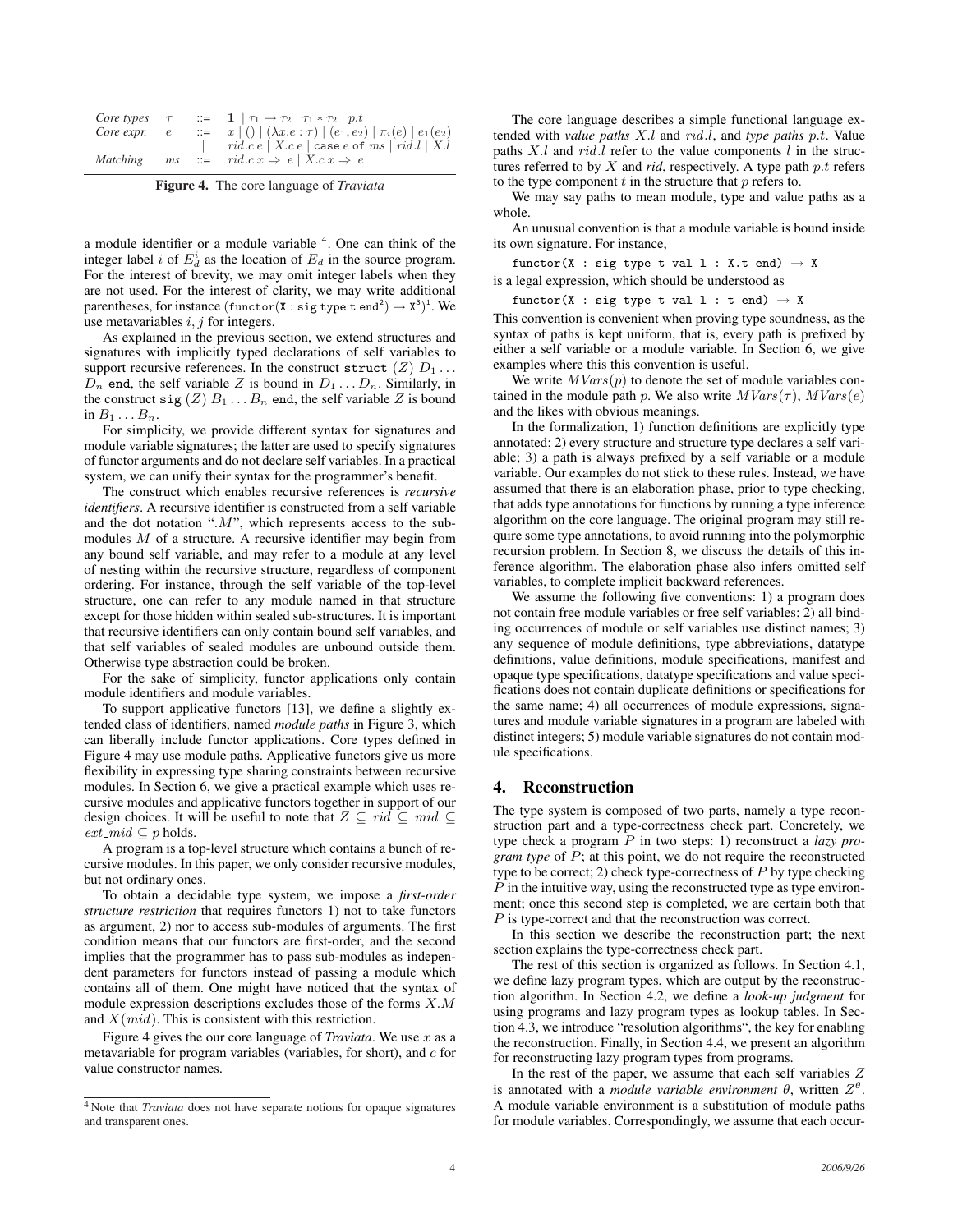| | | |
|---|---|---|
| *Core types* | $\tau$ | $::= \mathbf{1} \mid \tau_1 \to \tau_2 \mid \tau_1 * \tau_2 \mid p.t$ |
| *Core expr.* | $e$ | $::= x \mid () \mid (\lambda x.e : \tau) \mid (e_1, e_2) \mid \pi_i(e) \mid e_1(e_2)$ |
| | | $\mid\ rid.c\, e \mid X.c\, e \mid \texttt{case}\ e\ \texttt{of}\ ms \mid rid.l \mid X.l$ |
| *Matching* | $ms$ | $::= rid.c\, x \Rightarrow e \mid X.c\, x \Rightarrow e$ |

**Figure 4.** The core language of *Traviata*

a module identifier or a module variable [4]. One can think of the integer label $i$ of $E_d^i$ as the location of $E_d$ in the source program. For the interest of brevity, we may omit integer labels when they are not used. For the interest of clarity, we may write additional parentheses, for instance $(\texttt{functor}(\texttt{X} : \texttt{sig type t end}^2) \to \texttt{X}^3)^1$. We use metavariables $i, j$ for integers.

As explained in the previous section, we extend structures and signatures with implicitly typed declarations of self variables to support recursive references. In the construct $\texttt{struct}\ (Z)\ D_1 \ldots D_n\ \texttt{end}$, the self variable $Z$ is bound in $D_1 \ldots D_n$. Similarly, in the construct $\texttt{sig}\ (Z)\ B_1 \ldots B_n\ \texttt{end}$, the self variable $Z$ is bound in $B_1 \ldots B_n$.

For simplicity, we provide different syntax for signatures and module variable signatures; the latter are used to specify signatures of functor arguments and do not declare self variables. In a practical system, we can unify their syntax for the programmer's benefit.

The construct which enables recursive references is *recursive identifiers*. A recursive identifier is constructed from a self variable and the dot notation "$.M$", which represents access to the submodules $M$ of a structure. A recursive identifier may begin from any bound self variable, and may refer to a module at any level of nesting within the recursive structure, regardless of component ordering. For instance, through the self variable of the top-level structure, one can refer to any module named in that structure except for those hidden within sealed sub-structures. It is important that recursive identifiers can only contain bound self variables, and that self variables of sealed modules are unbound outside them. Otherwise type abstraction could be broken.

For the sake of simplicity, functor applications only contain module identifiers and module variables.

To support applicative functors [13], we define a slightly extended class of identifiers, named *module paths* in Figure 3, which can liberally include functor applications. Core types defined in Figure 4 may use module paths. Applicative functors give us more flexibility in expressing type sharing constraints between recursive modules. In Section 6, we give a practical example which uses recursive modules and applicative functors together in support of our design choices. It will be useful to note that $Z \subseteq rid \subseteq mid \subseteq ext\_mid \subseteq p$ holds.

A program is a top-level structure which contains a bunch of recursive modules. In this paper, we only consider recursive modules, but not ordinary ones.

To obtain a decidable type system, we impose a *first-order structure restriction* that requires functors 1) not to take functors as argument, 2) nor to access sub-modules of arguments. The first condition means that our functors are first-order, and the second implies that the programmer has to pass sub-modules as independent parameters for functors instead of passing a module which contains all of them. One might have noticed that the syntax of module expression descriptions excludes those of the forms $X.M$ and $X(mid)$. This is consistent with this restriction.

Figure 4 gives the our core language of *Traviata*. We use $x$ as a metavariable for program variables (variables, for short), and $c$ for value constructor names.

[4] Note that *Traviata* does not have separate notions for opaque signatures and transparent ones.

The core language describes a simple functional language extended with *value paths* $X.l$ and $rid.l$, and *type paths* $p.t$. Value paths $X.l$ and $rid.l$ refer to the value components $l$ in the structures referred to by $X$ and *rid*, respectively. A type path $p.t$ refers to the type component $t$ in the structure that $p$ refers to.

We may say paths to mean module, type and value paths as a whole.

An unusual convention is that a module variable is bound inside its own signature. For instance,

```
functor(X : sig type t val l : X.t end) → X
```

is a legal expression, which should be understood as

```
functor(X : sig type t val l : t end) → X
```

This convention is convenient when proving type soundness, as the syntax of paths is kept uniform, that is, every path is prefixed by either a self variable or a module variable. In Section 6, we give examples where this this convention is useful.

We write $MVars(p)$ to denote the set of module variables contained in the module path $p$. We also write $MVars(\tau)$, $MVars(e)$ and the likes with obvious meanings.

In the formalization, 1) function definitions are explicitly type annotated; 2) every structure and structure type declares a self variable; 3) a path is always prefixed by a self variable or a module variable. Our examples do not stick to these rules. Instead, we have assumed that there is an elaboration phase, prior to type checking, that adds type annotations for functions by running a type inference algorithm on the core language. The original program may still require some type annotations, to avoid running into the polymorphic recursion problem. In Section 8, we discuss the details of this inference algorithm. The elaboration phase also infers omitted self variables, to complete implicit backward references.

We assume the following five conventions: 1) a program does not contain free module variables or free self variables; 2) all binding occurrences of module or self variables use distinct names; 3) any sequence of module definitions, type abbreviations, datatype definitions, value definitions, module specifications, manifest and opaque type specifications, datatype specifications and value specifications does not contain duplicate definitions or specifications for the same name; 4) all occurrences of module expressions, signatures and module variable signatures in a program are labeled with distinct integers; 5) module variable signatures do not contain module specifications.

## 4. Reconstruction

The type system is composed of two parts, namely a type reconstruction part and a type-correctness check part. Concretely, we type check a program $P$ in two steps: 1) reconstruct a *lazy program type* of $P$; at this point, we do not require the reconstructed type to be correct; 2) check type-correctness of $P$ by type checking $P$ in the intuitive way, using the reconstructed type as type environment; once this second step is completed, we are certain both that $P$ is type-correct and that the reconstruction was correct.

In this section we describe the reconstruction part; the next section explains the type-correctness check part.

The rest of this section is organized as follows. In Section 4.1, we define lazy program types, which are output by the reconstruction algorithm. In Section 4.2, we define a *look-up judgment* for using programs and lazy program types as lookup tables. In Section 4.3, we introduce "resolution algorithms", the key for enabling the reconstruction. Finally, in Section 4.4, we present an algorithm for reconstructing lazy program types from programs.

In the rest of the paper, we assume that each self variables $Z$ is annotated with a *module variable environment* $\theta$, written $Z^\theta$. A module variable environment is a substitution of module paths for module variables. Correspondingly, we assume that each occur-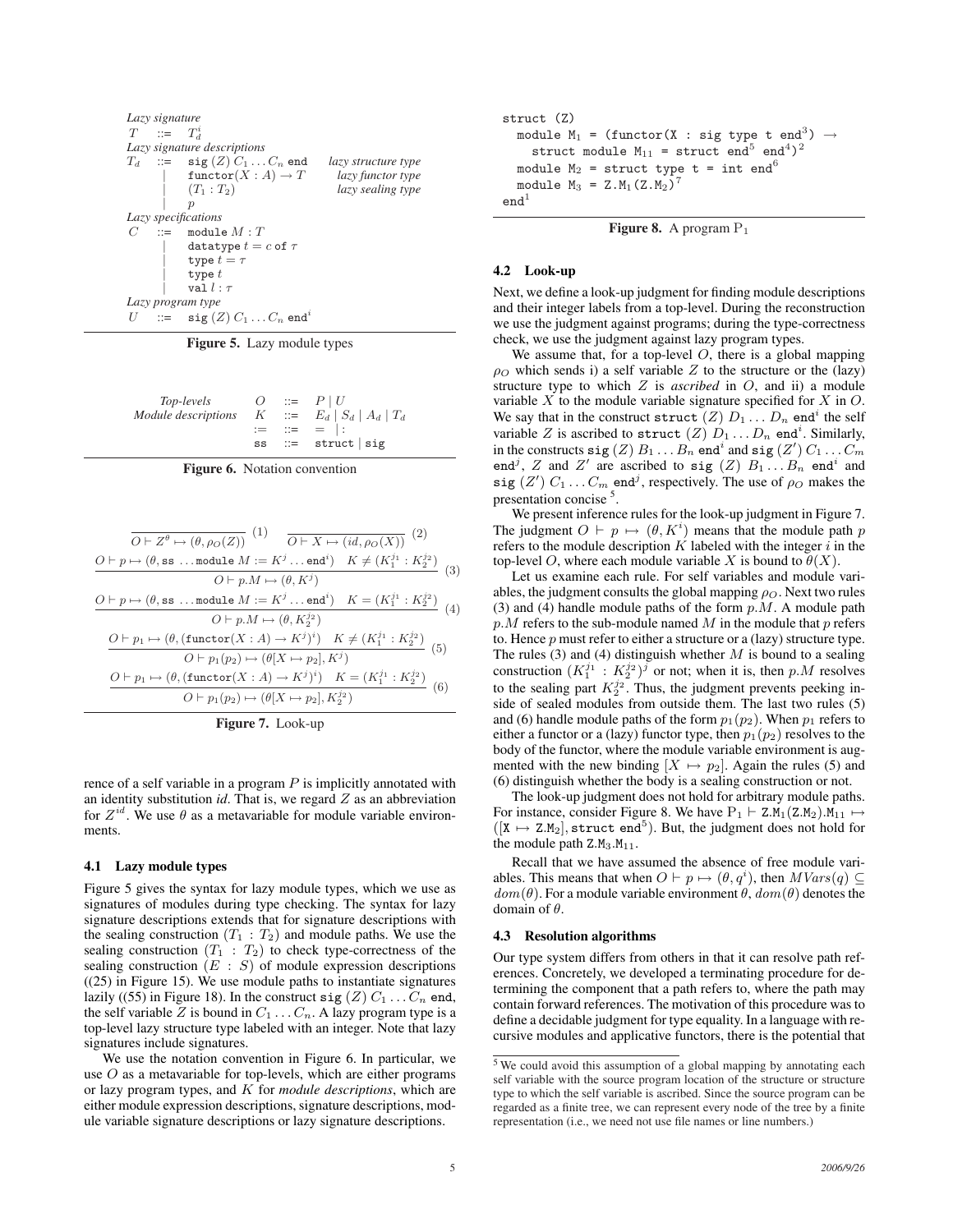*Lazy signature*

$T \quad ::= \quad T_d^i$

*Lazy signature descriptions*

$$
\begin{array}{rcll}
T_d & ::= & \texttt{sig}\,(Z)\; C_1 \ldots C_n\; \texttt{end} & \textit{lazy structure type} \\
& | & \texttt{functor}(X : A) \to T & \textit{lazy functor type} \\
& | & (T_1 : T_2) & \textit{lazy sealing type} \\
& | & p &
\end{array}
$$

*Lazy specifications*

$$
\begin{array}{rcl}
C & ::= & \texttt{module}\; M : T \\
& | & \texttt{datatype}\; t = c\; \texttt{of}\; \tau \\
& | & \texttt{type}\; t = \tau \\
& | & \texttt{type}\; t \\
& | & \texttt{val}\; l : \tau
\end{array}
$$

*Lazy program type*

$U \quad ::= \quad \texttt{sig}\,(Z)\; C_1 \ldots C_n\; \texttt{end}^i$

**Figure 5.** Lazy module types

$$
\begin{array}{lrcl}
\textit{Top-levels} & O & ::= & P \mid U \\
\textit{Module descriptions} & K & ::= & E_d \mid S_d \mid A_d \mid T_d \\
& := & ::= & = \mid : \\
& \texttt{ss} & ::= & \texttt{struct} \mid \texttt{sig}
\end{array}
$$

**Figure 6.** Notation convention

$$
\frac{}{O \vdash Z^\theta \mapsto (\theta, \rho_O(Z))}\ (1) \qquad \frac{}{O \vdash X \mapsto (id, \rho_O(X))}\ (2)
$$

$$
\frac{O \vdash p \mapsto (\theta, \texttt{ss} \ldots \texttt{module}\; M := K^j \ldots \texttt{end}^i) \quad K \neq (K_1^{j_1} : K_2^{j_2})}{O \vdash p.M \mapsto (\theta, K^j)}\ (3)
$$

$$
\frac{O \vdash p \mapsto (\theta, \texttt{ss} \ldots \texttt{module}\; M := K^j \ldots \texttt{end}^i) \quad K = (K_1^{j_1} : K_2^{j_2})}{O \vdash p.M \mapsto (\theta, K_2^{j_2})}\ (4)
$$

$$
\frac{O \vdash p_1 \mapsto (\theta, (\texttt{functor}(X : A) \to K^j)^i) \quad K \neq (K_1^{j_1} : K_2^{j_2})}{O \vdash p_1(p_2) \mapsto (\theta[X \mapsto p_2], K^j)}\ (5)
$$

$$
\frac{O \vdash p_1 \mapsto (\theta, (\texttt{functor}(X : A) \to K^j)^i) \quad K = (K_1^{j_1} : K_2^{j_2})}{O \vdash p_1(p_2) \mapsto (\theta[X \mapsto p_2], K_2^{j_2})}\ (6)
$$

**Figure 7.** Look-up

rence of a self variable in a program $P$ is implicitly annotated with an identity substitution *id*. That is, we regard $Z$ as an abbreviation for $Z^{id}$. We use $\theta$ as a metavariable for module variable environments.

### 4.1 Lazy module types

Figure 5 gives the syntax for lazy module types, which we use as signatures of modules during type checking. The syntax for lazy signature descriptions extends that for signature descriptions with the sealing construction $(T_1 : T_2)$ and module paths. We use the sealing construction $(T_1 : T_2)$ to check type-correctness of the sealing construction $(E : S)$ of module expression descriptions ((25) in Figure 15). We use module paths to instantiate signatures lazily ((55) in Figure 18). In the construct $\texttt{sig}\,(Z)\; C_1 \ldots C_n\; \texttt{end}$, the self variable $Z$ is bound in $C_1 \ldots C_n$. A lazy program type is a top-level lazy structure type labeled with an integer. Note that lazy signatures include signatures.

We use the notation convention in Figure 6. In particular, we use $O$ as a metavariable for top-levels, which are either programs or lazy program types, and $K$ for *module descriptions*, which are either module expression descriptions, signature descriptions, module variable signature descriptions or lazy signature descriptions.

```
struct (Z)
  module M1 = (functor(X : sig type t end^3) →
    struct module M11 = struct end^5 end^4)^2
  module M2 = struct type t = int end^6
  module M3 = Z.M1(Z.M2)^7
end^1
```

**Figure 8.** A program $\mathrm{P}_1$

### 4.2 Look-up

Next, we define a look-up judgment for finding module descriptions and their integer labels from a top-level. During the reconstruction we use the judgment against programs; during the type-correctness check, we use the judgment against lazy program types.

We assume that, for a top-level $O$, there is a global mapping $\rho_O$ which sends i) a self variable $Z$ to the structure or the (lazy) structure type to which $Z$ is *ascribed* in $O$, and ii) a module variable $X$ to the module variable signature specified for $X$ in $O$. We say that in the construct $\texttt{struct}\,(Z)\; D_1 \ldots D_n\; \texttt{end}^i$ the self variable $Z$ is ascribed to $\texttt{struct}\,(Z)\; D_1 \ldots D_n\; \texttt{end}^i$. Similarly, in the constructs $\texttt{sig}\,(Z)\; B_1 \ldots B_n\; \texttt{end}^i$ and $\texttt{sig}\,(Z')\; C_1 \ldots C_m\; \texttt{end}^j$, $Z$ and $Z'$ are ascribed to $\texttt{sig}\,(Z)\; B_1 \ldots B_n\; \texttt{end}^i$ and $\texttt{sig}\,(Z')\; C_1 \ldots C_m\; \texttt{end}^j$, respectively. The use of $\rho_O$ makes the presentation concise [5].

We present inference rules for the look-up judgment in Figure 7. The judgment $O \vdash p \mapsto (\theta, K^i)$ means that the module path $p$ refers to the module description $K$ labeled with the integer $i$ in the top-level $O$, where each module variable $X$ is bound to $\theta(X)$.

Let us examine each rule. For self variables and module variables, the judgment consults the global mapping $\rho_O$. Next two rules (3) and (4) handle module paths of the form $p.M$. A module path $p.M$ refers to the sub-module named $M$ in the module that $p$ refers to. Hence $p$ must refer to either a structure or a (lazy) structure type. The rules (3) and (4) distinguish whether $M$ is bound to a sealing construction $(K_1^{j_1} : K_2^{j_2})^j$ or not; when it is, then $p.M$ resolves to the sealing part $K_2^{j_2}$. Thus, the judgment prevents peeking inside of sealed modules from outside them. The last two rules (5) and (6) handle module paths of the form $p_1(p_2)$. When $p_1$ refers to either a functor or a (lazy) functor type, then $p_1(p_2)$ resolves to the body of the functor, where the module variable environment is augmented with the new binding $[X \mapsto p_2]$. Again the rules (5) and (6) distinguish whether the body is a sealing construction or not.

The look-up judgment does not hold for arbitrary module paths. For instance, consider Figure 8. We have $\mathrm{P}_1 \vdash \texttt{Z.M}_1(\texttt{Z.M}_2).\texttt{M}_{11} \mapsto ([\texttt{X} \mapsto \texttt{Z.M}_2], \texttt{struct end}^5)$. But, the judgment does not hold for the module path $\texttt{Z.M}_3.\texttt{M}_{11}$.

Recall that we have assumed the absence of free module variables. This means that when $O \vdash p \mapsto (\theta, q^i)$, then $MVars(q) \subseteq dom(\theta)$. For a module variable environment $\theta$, $dom(\theta)$ denotes the domain of $\theta$.

### 4.3 Resolution algorithms

Our type system differs from others in that it can resolve path references. Concretely, we developed a terminating procedure for determining the component that a path refers to, where the path may contain forward references. The motivation of this procedure was to define a decidable judgment for type equality. In a language with recursive modules and applicative functors, there is the potential that

[5] We could avoid this assumption of a global mapping by annotating each self variable with the source program location of the structure or structure type to which the self variable is ascribed. Since the source program can be regarded as a finite tree, we can represent every node of the tree by a finite representation (i.e., we need not use file names or line numbers.)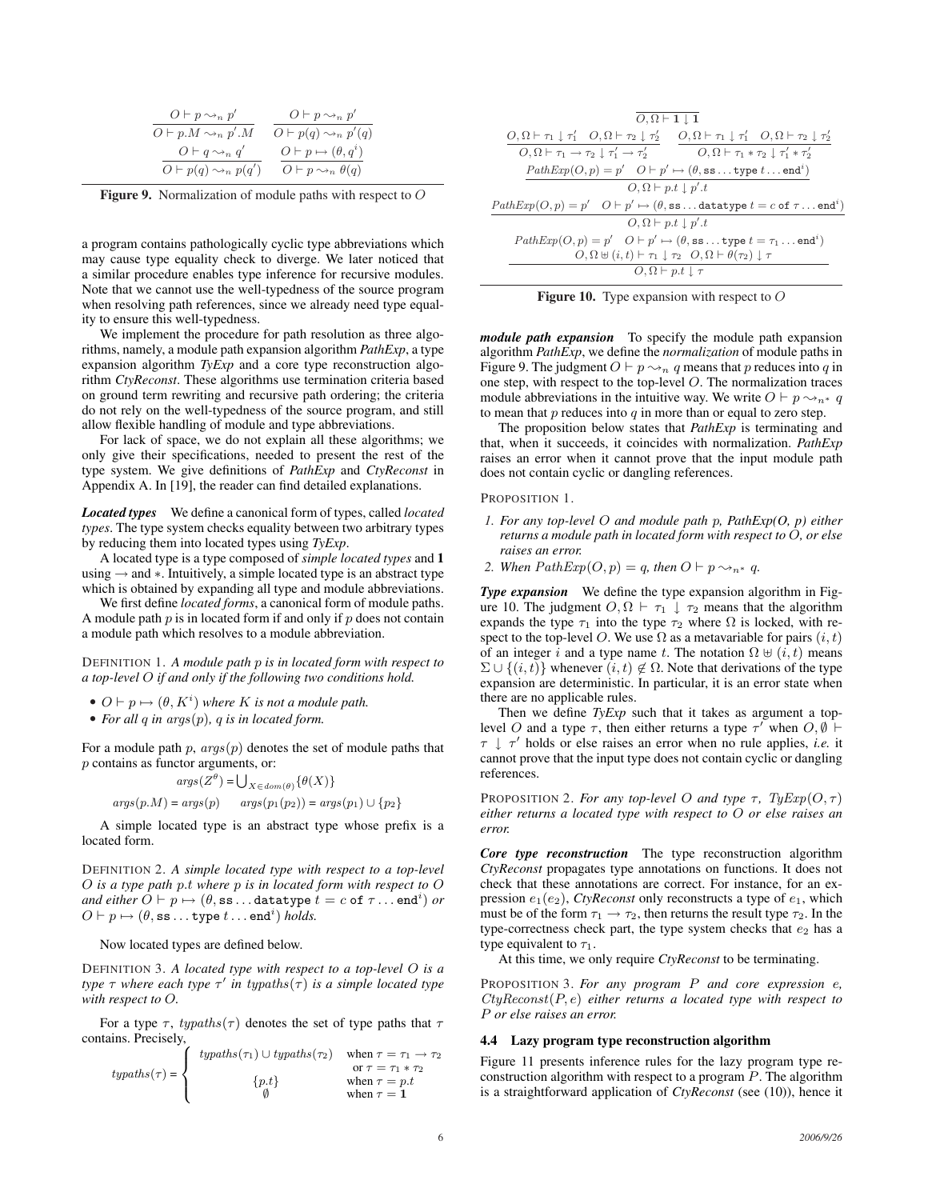$$\frac{O \vdash p \rightsquigarrow_n p'}{O \vdash p.M \rightsquigarrow_n p'.M} \qquad \frac{O \vdash p \rightsquigarrow_n p'}{O \vdash p(q) \rightsquigarrow_n p'(q)}$$

$$\frac{O \vdash q \rightsquigarrow_n q'}{O \vdash p(q) \rightsquigarrow_n p(q')} \qquad \frac{O \vdash p \mapsto (\theta, q^{\imath})}{O \vdash p \rightsquigarrow_n \theta(q)}$$

**Figure 9.** Normalization of module paths with respect to $O$

a program contains pathologically cyclic type abbreviations which may cause type equality check to diverge. We later noticed that a similar procedure enables type inference for recursive modules. Note that we cannot use the well-typedness of the source program when resolving path references, since we already need type equality to ensure this well-typedness.

We implement the procedure for path resolution as three algorithms, namely, a module path expansion algorithm *PathExp*, a type expansion algorithm *TyExp* and a core type reconstruction algorithm *CtyReconst*. These algorithms use termination criteria based on ground term rewriting and recursive path ordering; the criteria do not rely on the well-typedness of the source program, and still allow flexible handling of module and type abbreviations.

For lack of space, we do not explain all these algorithms; we only give their specifications, needed to present the rest of the type system. We give definitions of *PathExp* and *CtyReconst* in Appendix A. In [19], the reader can find detailed explanations.

***Located types*** We define a canonical form of types, called *located types*. The type system checks equality between two arbitrary types by reducing them into located types using *TyExp*.

A located type is a type composed of *simple located types* and **1** using $\rightarrow$ and $*$. Intuitively, a simple located type is an abstract type which is obtained by expanding all type and module abbreviations.

We first define *located forms*, a canonical form of module paths. A module path $p$ is in located form if and only if $p$ does not contain a module path which resolves to a module abbreviation.

DEFINITION 1. *A module path $p$ is in located form with respect to a top-level $O$ if and only if the following two conditions hold.*

- $O \vdash p \mapsto (\theta, K^{\imath})$ *where $K$ is not a module path.*
- *For all $q$ in $args(p)$, $q$ is in located form.*

For a module path $p$, $args(p)$ denotes the set of module paths that $p$ contains as functor arguments, or:

$$args(Z^{\theta}) = \bigcup_{X \in dom(\theta)} \{\theta(X)\}$$

$$args(p.M) = args(p) \qquad args(p_1(p_2)) = args(p_1) \cup \{p_2\}$$

A simple located type is an abstract type whose prefix is a located form.

DEFINITION 2. *A simple located type with respect to a top-level $O$ is a type path $p.t$ where $p$ is in located form with respect to $O$ and either $O \vdash p \mapsto (\theta, \texttt{ss} \ldots \texttt{datatype}\ t = c\ \texttt{of}\ \tau \ldots \texttt{end}^{\imath})$ or $O \vdash p \mapsto (\theta, \texttt{ss} \ldots \texttt{type}\ t \ldots \texttt{end}^{\imath})$ holds.*

Now located types are defined below.

DEFINITION 3. *A located type with respect to a top-level $O$ is a type $\tau$ where each type $\tau'$ in $typaths(\tau)$ is a simple located type with respect to $O$.*

For a type $\tau$, $typaths(\tau)$ denotes the set of type paths that $\tau$ contains. Precisely,

$$typaths(\tau) = \begin{cases} typaths(\tau_1) \cup typaths(\tau_2) & \text{when } \tau = \tau_1 \rightarrow \tau_2 \\ & \text{or } \tau = \tau_1 * \tau_2 \\ \{p.t\} & \text{when } \tau = p.t \\ \emptyset & \text{when } \tau = \mathbf{1} \end{cases}$$

$$\overline{O, \Omega \vdash \mathbf{1} \downarrow \mathbf{1}}$$

$$\frac{O, \Omega \vdash \tau_1 \downarrow \tau_1' \quad O, \Omega \vdash \tau_2 \downarrow \tau_2'}{O, \Omega \vdash \tau_1 \rightarrow \tau_2 \downarrow \tau_1' \rightarrow \tau_2'} \qquad \frac{O, \Omega \vdash \tau_1 \downarrow \tau_1' \quad O, \Omega \vdash \tau_2 \downarrow \tau_2'}{O, \Omega \vdash \tau_1 * \tau_2 \downarrow \tau_1' * \tau_2'}$$

$$\frac{PathExp(O, p) = p' \quad O \vdash p' \mapsto (\theta, \texttt{ss} \ldots \texttt{type}\ t \ldots \texttt{end}^{\imath})}{O, \Omega \vdash p.t \downarrow p'.t}$$

$$\frac{PathExp(O, p) = p' \quad O \vdash p' \mapsto (\theta, \texttt{ss} \ldots \texttt{datatype}\ t = c\ \texttt{of}\ \tau \ldots \texttt{end}^{\imath})}{O, \Omega \vdash p.t \downarrow p'.t}$$

$$\frac{\begin{array}{c} PathExp(O, p) = p' \quad O \vdash p' \mapsto (\theta, \texttt{ss} \ldots \texttt{type}\ t = \tau_1 \ldots \texttt{end}^{\imath}) \\ O, \Omega \uplus (i, t) \vdash \tau_1 \downarrow \tau_2 \quad O, \Omega \vdash \theta(\tau_2) \downarrow \tau \end{array}}{O, \Omega \vdash p.t \downarrow \tau}$$

**Figure 10.** Type expansion with respect to $O$

***module path expansion*** To specify the module path expansion algorithm *PathExp*, we define the *normalization* of module paths in Figure 9. The judgment $O \vdash p \rightsquigarrow_n q$ means that $p$ reduces into $q$ in one step, with respect to the top-level $O$. The normalization traces module abbreviations in the intuitive way. We write $O \vdash p \rightsquigarrow_{n^*} q$ to mean that $p$ reduces into $q$ in more than or equal to zero step.

The proposition below states that *PathExp* is terminating and that, when it succeeds, it coincides with normalization. *PathExp* raises an error when it cannot prove that the input module path does not contain cyclic or dangling references.

PROPOSITION 1.

1. *For any top-level $O$ and module path $p$, PathExp(O, p) either returns a module path in located form with respect to $O$, or else raises an error.*
2. *When $PathExp(O, p) = q$, then $O \vdash p \rightsquigarrow_{n^*} q$.*

***Type expansion*** We define the type expansion algorithm in Figure 10. The judgment $O, \Omega \vdash \tau_1 \downarrow \tau_2$ means that the algorithm expands the type $\tau_1$ into the type $\tau_2$ where $\Omega$ is locked, with respect to the top-level $O$. We use $\Omega$ as a metavariable for pairs $(i, t)$ of an integer $i$ and a type name $t$. The notation $\Omega \uplus (i, t)$ means $\Sigma \cup \{(i, t)\}$ whenever $(i, t) \notin \Omega$. Note that derivations of the type expansion are deterministic. In particular, it is an error state when there are no applicable rules.

Then we define *TyExp* such that it takes as argument a top-level $O$ and a type $\tau$, then either returns a type $\tau'$ when $O, \emptyset \vdash \tau \downarrow \tau'$ holds or else raises an error when no rule applies, *i.e.* it cannot prove that the input type does not contain cyclic or dangling references.

PROPOSITION 2. *For any top-level $O$ and type $\tau$, $TyExp(O, \tau)$ either returns a located type with respect to $O$ or else raises an error.*

***Core type reconstruction*** The type reconstruction algorithm *CtyReconst* propagates type annotations on functions. It does not check that these annotations are correct. For instance, for an expression $e_1(e_2)$, *CtyReconst* only reconstructs a type of $e_1$, which must be of the form $\tau_1 \rightarrow \tau_2$, then returns the result type $\tau_2$. In the type-correctness check part, the type system checks that $e_2$ has a type equivalent to $\tau_1$.

At this time, we only require *CtyReconst* to be terminating.

PROPOSITION 3. *For any program $P$ and core expression $e$, $CtyReconst(P, e)$ either returns a located type with respect to $P$ or else raises an error.*

### 4.4 Lazy program type reconstruction algorithm

Figure 11 presents inference rules for the lazy program type reconstruction algorithm with respect to a program $P$. The algorithm is a straightforward application of *CtyReconst* (see (10)), hence it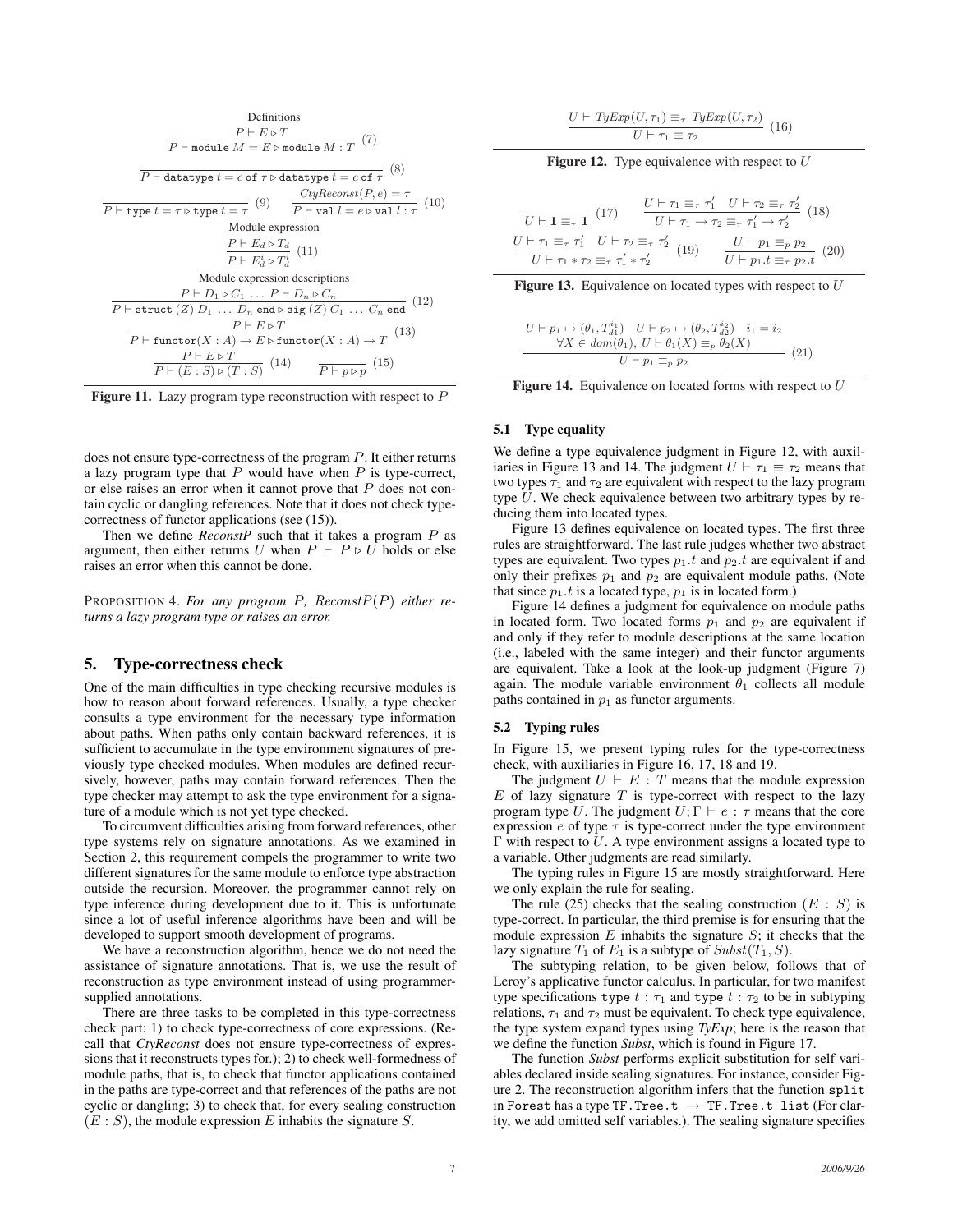Definitions

$$\frac{P \vdash E \triangleright T}{P \vdash \texttt{module}\ M = E \triangleright \texttt{module}\ M : T}\ (7)$$

$$\frac{}{P \vdash \texttt{datatype}\ t = c\ \texttt{of}\ \tau \triangleright \texttt{datatype}\ t = c\ \texttt{of}\ \tau}\ (8)$$

$$\frac{}{P \vdash \texttt{type}\ t = \tau \triangleright \texttt{type}\ t = \tau}\ (9) \qquad \frac{CtyReconst(P, e) = \tau}{P \vdash \texttt{val}\ l = e \triangleright \texttt{val}\ l : \tau}\ (10)$$

Module expression

$$\frac{P \vdash E_d \triangleright T_d}{P \vdash E_d^i \triangleright T_d^i}\ (11)$$

Module expression descriptions

$$\frac{P \vdash D_1 \triangleright C_1\ \ldots\ P \vdash D_n \triangleright C_n}{P \vdash \texttt{struct}\ (Z)\ D_1\ \ldots\ D_n\ \texttt{end} \triangleright \texttt{sig}\ (Z)\ C_1\ \ldots\ C_n\ \texttt{end}}\ (12)$$

$$\frac{P \vdash E \triangleright T}{P \vdash \texttt{functor}(X : A) \rightarrow E \triangleright \texttt{functor}(X : A) \rightarrow T}\ (13)$$

$$\frac{P \vdash E \triangleright T}{P \vdash (E : S) \triangleright (T : S)}\ (14) \qquad \frac{}{P \vdash p \triangleright p}\ (15)$$

**Figure 11.** Lazy program type reconstruction with respect to $P$

does not ensure type-correctness of the program $P$. It either returns a lazy program type that $P$ would have when $P$ is type-correct, or else raises an error when it cannot prove that $P$ does not contain cyclic or dangling references. Note that it does not check type-correctness of functor applications (see (15)).

Then we define *ReconstP* such that it takes a program $P$ as argument, then either returns $U$ when $P \vdash P \triangleright U$ holds or else raises an error when this cannot be done.

PROPOSITION 4. *For any program $P$, ReconstP$(P)$ either returns a lazy program type or raises an error.*

## 5. Type-correctness check

One of the main difficulties in type checking recursive modules is how to reason about forward references. Usually, a type checker consults a type environment for the necessary type information about paths. When paths only contain backward references, it is sufficient to accumulate in the type environment signatures of previously type checked modules. When modules are defined recursively, however, paths may contain forward references. Then the type checker may attempt to ask the type environment for a signature of a module which is not yet type checked.

To circumvent difficulties arising from forward references, other type systems rely on signature annotations. As we examined in Section 2, this requirement compels the programmer to write two different signatures for the same module to enforce type abstraction outside the recursion. Moreover, the programmer cannot rely on type inference during development due to it. This is unfortunate since a lot of useful inference algorithms have been and will be developed to support smooth development of programs.

We have a reconstruction algorithm, hence we do not need the assistance of signature annotations. That is, we use the result of reconstruction as type environment instead of using programmer-supplied annotations.

There are three tasks to be completed in this type-correctness check part: 1) to check type-correctness of core expressions. (Recall that *CtyReconst* does not ensure type-correctness of expressions that it reconstructs types for.); 2) to check well-formedness of module paths, that is, to check that functor applications contained in the paths are type-correct and that references of the paths are not cyclic or dangling; 3) to check that, for every sealing construction $(E : S)$, the module expression $E$ inhabits the signature $S$.

$$\frac{U \vdash TyExp(U, \tau_1) \equiv_\tau TyExp(U, \tau_2)}{U \vdash \tau_1 \equiv \tau_2}\ (16)$$

**Figure 12.** Type equivalence with respect to $U$

$$\frac{}{U \vdash \mathbf{1} \equiv_\tau \mathbf{1}}\ (17) \qquad \frac{U \vdash \tau_1 \equiv_\tau \tau_1' \quad U \vdash \tau_2 \equiv_\tau \tau_2'}{U \vdash \tau_1 \rightarrow \tau_2 \equiv_\tau \tau_1' \rightarrow \tau_2'}\ (18)$$

$$\frac{U \vdash \tau_1 \equiv_\tau \tau_1' \quad U \vdash \tau_2 \equiv_\tau \tau_2'}{U \vdash \tau_1 * \tau_2 \equiv_\tau \tau_1' * \tau_2'}\ (19) \qquad \frac{U \vdash p_1 \equiv_p p_2}{U \vdash p_1.t \equiv_\tau p_2.t}\ (20)$$

**Figure 13.** Equivalence on located types with respect to $U$

$$\frac{\begin{array}{c}U \vdash p_1 \mapsto (\theta_1, T_{d1}^{i_1}) \quad U \vdash p_2 \mapsto (\theta_2, T_{d2}^{i_2}) \quad i_1 = i_2 \\ \forall X \in dom(\theta_1),\ U \vdash \theta_1(X) \equiv_p \theta_2(X)\end{array}}{U \vdash p_1 \equiv_p p_2}\ (21)$$

**Figure 14.** Equivalence on located forms with respect to $U$

### 5.1 Type equality

We define a type equivalence judgment in Figure 12, with auxiliaries in Figure 13 and 14. The judgment $U \vdash \tau_1 \equiv \tau_2$ means that two types $\tau_1$ and $\tau_2$ are equivalent with respect to the lazy program type $U$. We check equivalence between two arbitrary types by reducing them into located types.

Figure 13 defines equivalence on located types. The first three rules are straightforward. The last rule judges whether two abstract types are equivalent. Two types $p_1.t$ and $p_2.t$ are equivalent if and only if their prefixes $p_1$ and $p_2$ are equivalent module paths. (Note that since $p_1.t$ is a located type, $p_1$ is in located form.)

Figure 14 defines a judgment for equivalence on module paths in located form. Two located forms $p_1$ and $p_2$ are equivalent if and only if they refer to module descriptions at the same location (i.e., labeled with the same integer) and their functor arguments are equivalent. Take a look at the look-up judgment (Figure 7) again. The module variable environment $\theta_1$ collects all module paths contained in $p_1$ as functor arguments.

### 5.2 Typing rules

In Figure 15, we present typing rules for the type-correctness check, with auxiliaries in Figure 16, 17, 18 and 19.

The judgment $U \vdash E : T$ means that the module expression $E$ of lazy signature $T$ is type-correct with respect to the lazy program type $U$. The judgment $U; \Gamma \vdash e : \tau$ means that the core expression $e$ of type $\tau$ is type-correct under the type environment $\Gamma$ with respect to $U$. A type environment assigns a located type to a variable. Other judgments are read similarly.

The typing rules in Figure 15 are mostly straightforward. Here we only explain the rule for sealing.

The rule (25) checks that the sealing construction $(E : S)$ is type-correct. In particular, the third premise is for ensuring that the module expression $E$ inhabits the signature $S$; it checks that the lazy signature $T_1$ of $E_1$ is a subtype of $Subst(T_1, S)$.

The subtyping relation, to be given below, follows that of Leroy's applicative functor calculus. In particular, for two manifest type specifications `type` $t : \tau_1$ and `type` $t : \tau_2$ to be in subtyping relations, $\tau_1$ and $\tau_2$ must be equivalent. To check type equivalence, the type system expand types using *TyExp*; here is the reason that we define the function *Subst*, which is found in Figure 17.

The function *Subst* performs explicit substitution for self variables declared inside sealing signatures. For instance, consider Figure 2. The reconstruction algorithm infers that the function `split` in `Forest` has a type `TF.Tree.t` $\rightarrow$ `TF.Tree.t list` (For clarity, we add omitted self variables.). The sealing signature specifies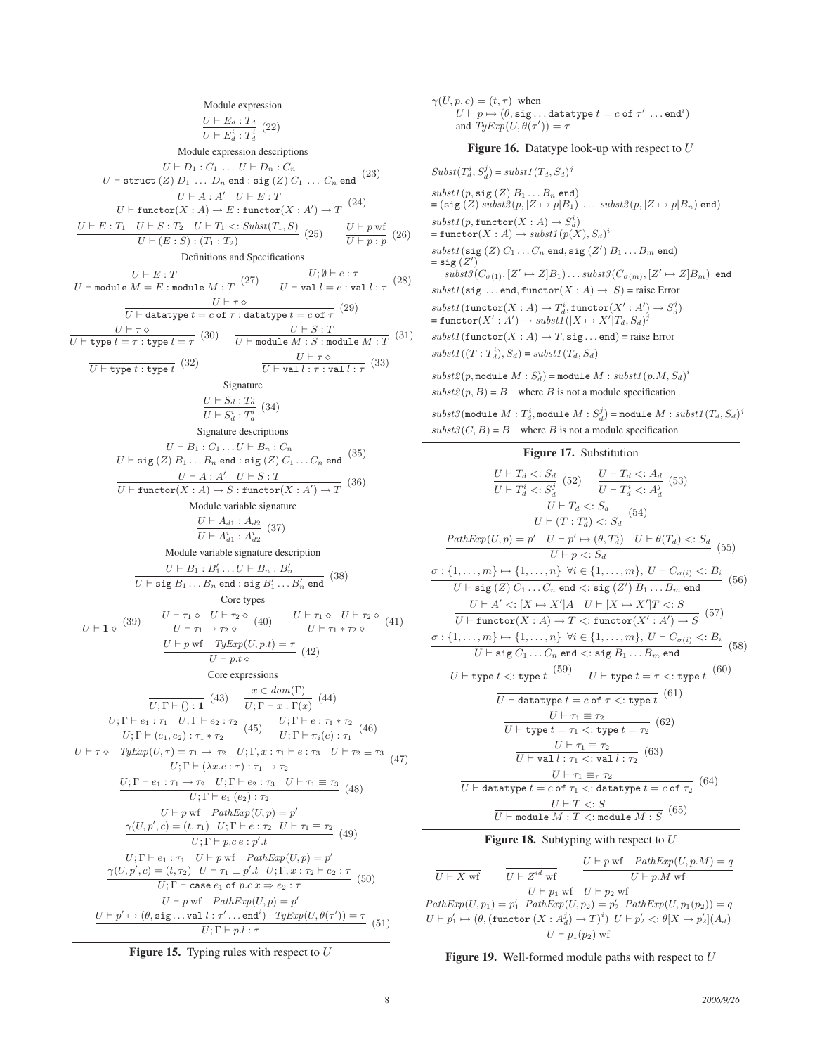Module expression

$$\frac{U \vdash E_d : T_d}{U \vdash E_d^i : T_d^i} \; (22)$$

Module expression descriptions

$$\frac{U \vdash D_1 : C_1 \; \ldots \; U \vdash D_n : C_n}{U \vdash \texttt{struct}\ (Z)\ D_1\ \ldots\ D_n\ \texttt{end} : \texttt{sig}\ (Z)\ C_1\ \ldots\ C_n\ \texttt{end}} \; (23)$$

$$\frac{U \vdash A : A' \quad U \vdash E : T}{U \vdash \texttt{functor}(X : A) \to E : \texttt{functor}(X : A') \to T} \; (24)$$

$$\frac{U \vdash E : T_1 \quad U \vdash S : T_2 \quad U \vdash T_1 <: Subst(T_1, S)}{U \vdash (E : S) : (T_1 : T_2)} \; (25) \qquad \frac{U \vdash p \text{ wf}}{U \vdash p : p} \; (26)$$

Definitions and Specifications

$$\frac{U \vdash E : T}{U \vdash \texttt{module}\ M = E : \texttt{module}\ M : T} \; (27) \qquad \frac{U; \emptyset \vdash e : \tau}{U \vdash \texttt{val}\ l = e : \texttt{val}\ l : \tau} \; (28)$$

$$\frac{U \vdash \tau \diamond}{U \vdash \texttt{datatype}\ t = c\ \texttt{of}\ \tau : \texttt{datatype}\ t = c\ \texttt{of}\ \tau} \; (29)$$

$$\frac{U \vdash \tau \diamond}{U \vdash \texttt{type}\ t = \tau : \texttt{type}\ t = \tau} \; (30) \qquad \frac{U \vdash S : T}{U \vdash \texttt{module}\ M : S : \texttt{module}\ M : T} \; (31)$$

$$\frac{}{U \vdash \texttt{type}\ t : \texttt{type}\ t} \; (32) \qquad \frac{U \vdash \tau \diamond}{U \vdash \texttt{val}\ l : \tau : \texttt{val}\ l : \tau} \; (33)$$

Signature

$$\frac{U \vdash S_d : T_d}{U \vdash S_d^i : T_d^i} \; (34)$$

Signature descriptions

$$\frac{U \vdash B_1 : C_1 \ldots U \vdash B_n : C_n}{U \vdash \texttt{sig}\ (Z)\ B_1 \ldots B_n\ \texttt{end} : \texttt{sig}\ (Z)\ C_1 \ldots C_n\ \texttt{end}} \; (35)$$

$$\frac{U \vdash A : A' \quad U \vdash S : T}{U \vdash \texttt{functor}(X : A) \to S : \texttt{functor}(X : A') \to T} \; (36)$$

Module variable signature

$$\frac{U \vdash A_{d1} : A_{d2}}{U \vdash A_{d1}^i : A_{d2}^i} \; (37)$$

Module variable signature description

$$\frac{U \vdash B_1 : B_1' \ldots U \vdash B_n : B_n'}{U \vdash \texttt{sig}\ B_1 \ldots B_n\ \texttt{end} : \texttt{sig}\ B_1' \ldots B_n'\ \texttt{end}} \; (38)$$

Core types

$$\frac{}{U \vdash \mathbf{1} \diamond} \; (39) \qquad \frac{U \vdash \tau_1 \diamond \quad U \vdash \tau_2 \diamond}{U \vdash \tau_1 \to \tau_2 \diamond} \; (40) \qquad \frac{U \vdash \tau_1 \diamond \quad U \vdash \tau_2 \diamond}{U \vdash \tau_1 * \tau_2 \diamond} \; (41)$$

$$\frac{U \vdash p \text{ wf} \quad TyExp(U, p.t) = \tau}{U \vdash p.t \diamond} \; (42)$$

Core expressions

$$\frac{}{U; \Gamma \vdash () : \mathbf{1}} \; (43) \qquad \frac{x \in dom(\Gamma)}{U; \Gamma \vdash x : \Gamma(x)} \; (44)$$

$$\frac{U; \Gamma \vdash e_1 : \tau_1 \quad U; \Gamma \vdash e_2 : \tau_2}{U; \Gamma \vdash (e_1, e_2) : \tau_1 * \tau_2} \; (45) \qquad \frac{U; \Gamma \vdash e : \tau_1 * \tau_2}{U; \Gamma \vdash \pi_i(e) : \tau_i} \; (46)$$

$$\frac{U \vdash \tau \diamond \quad TyExp(U, \tau) = \tau_1 \to \tau_2 \quad U; \Gamma, x : \tau_1 \vdash e : \tau_3 \quad U \vdash \tau_2 \equiv \tau_3}{U; \Gamma \vdash (\lambda x.e : \tau) : \tau_1 \to \tau_2} \; (47)$$

$$\frac{U; \Gamma \vdash e_1 : \tau_1 \to \tau_2 \quad U; \Gamma \vdash e_2 : \tau_3 \quad U \vdash \tau_1 \equiv \tau_3}{U; \Gamma \vdash e_1\ (e_2) : \tau_2} \; (48)$$

$$\frac{U \vdash p \text{ wf} \quad PathExp(U, p) = p' \qquad \gamma(U, p', c) = (t, \tau_1) \quad U; \Gamma \vdash e : \tau_2 \quad U \vdash \tau_1 \equiv \tau_2}{U; \Gamma \vdash p.c\ e : p'.t} \; (49)$$

$$\frac{U; \Gamma \vdash e_1 : \tau_1 \quad U \vdash p \text{ wf} \quad PathExp(U, p) = p' \qquad \gamma(U, p', c) = (t, \tau_2) \quad U \vdash \tau_1 \equiv p'.t \quad U; \Gamma, x : \tau_2 \vdash e_2 : \tau}{U; \Gamma \vdash \texttt{case}\ e_1\ \texttt{of}\ p.c\ x \Rightarrow e_2 : \tau} \; (50)$$

$$\frac{U \vdash p \text{ wf} \quad PathExp(U, p) = p' \qquad U \vdash p' \mapsto (\theta, \texttt{sig} \ldots \texttt{val}\ l : \tau' \ldots \texttt{end}^i) \quad TyExp(U, \theta(\tau')) = \tau}{U; \Gamma \vdash p.l : \tau} \; (51)$$

**Figure 15.** Typing rules with respect to $U$

$\gamma(U, p, c) = (t, \tau)$ when
$U \vdash p \mapsto (\theta, \texttt{sig} \ldots \texttt{datatype}\ t = c\ \texttt{of}\ \tau'\ \ldots \texttt{end}^i)$
and $TyExp(U, \theta(\tau')) = \tau$

**Figure 16.** Datatype look-up with respect to $U$

$Subst(T_d^i, S_d^j) = subst1(T_d, S_d)^j$

$subst1(p, \texttt{sig}\ (Z)\ B_1 \ldots B_n\ \texttt{end})$
$= (\texttt{sig}\ (Z)\ subst2(p, [Z \mapsto p]B_1)\ \ldots\ subst2(p, [Z \mapsto p]B_n)\ \texttt{end})$

$subst1(p, \texttt{functor}(X : A) \to S_d^i)$
$= \texttt{functor}(X : A) \to subst1(p(X), S_d)^i$

$subst1(\texttt{sig}\ (Z)\ C_1 \ldots C_n\ \texttt{end}, \texttt{sig}\ (Z')\ B_1 \ldots B_m\ \texttt{end})$
$= \texttt{sig}\ (Z')$
$\quad subst3(C_{\sigma(1)}, [Z' \mapsto Z]B_1) \ldots subst3(C_{\sigma(m)}, [Z' \mapsto Z]B_m)\ \texttt{end}$

$subst1(\texttt{sig} \ldots \texttt{end}, \texttt{functor}(X : A) \to\ S)$ = raise Error

$subst1(\texttt{functor}(X : A) \to T_d^i, \texttt{functor}(X' : A') \to S_d^j)$
$= \texttt{functor}(X' : A') \to subst1([X \mapsto X']T_d, S_d)^j$

$subst1(\texttt{functor}(X : A) \to T, \texttt{sig} \ldots \texttt{end})$ = raise Error

$subst1((T : T_d^i), S_d) = subst1(T_d, S_d)$

$subst2(p, \texttt{module}\ M : S_d^i) = \texttt{module}\ M : subst1(p.M, S_d)^i$

$subst2(p, B) = B \quad$ where $B$ is not a module specification

$subst3(\texttt{module}\ M : T_d^i, \texttt{module}\ M : S_d^j) = \texttt{module}\ M : subst1(T_d, S_d)^j$

$subst3(C, B) = B \quad$ where $B$ is not a module specification

**Figure 17.** Substitution

$$\frac{U \vdash T_d <: S_d}{U \vdash T_d^i <: S_d^j} \; (52) \qquad \frac{U \vdash T_d <: A_d}{U \vdash T_d^i <: A_d^j} \; (53)$$

$$\frac{U \vdash T_d <: S_d}{U \vdash (T : T_d^i) <: S_d} \; (54)$$

$$\frac{PathExp(U, p) = p' \quad U \vdash p' \mapsto (\theta, T_d^i) \quad U \vdash \theta(T_d) <: S_d}{U \vdash p <: S_d} \; (55)$$

$$\frac{\sigma : \{1, \ldots, m\} \mapsto \{1, \ldots, n\} \;\; \forall i \in \{1, \ldots, m\},\; U \vdash C_{\sigma(i)} <: B_i}{U \vdash \texttt{sig}\ (Z)\ C_1 \ldots C_n\ \texttt{end} <: \texttt{sig}\ (Z')\ B_1 \ldots B_m\ \texttt{end}} \; (56)$$

$$\frac{U \vdash A' <: [X \mapsto X']A \quad U \vdash [X \mapsto X']T <: S}{U \vdash \texttt{functor}(X : A) \to T <: \texttt{functor}(X' : A') \to S} \; (57)$$

$$\frac{\sigma : \{1, \ldots, m\} \mapsto \{1, \ldots, n\} \;\; \forall i \in \{1, \ldots, m\},\; U \vdash C_{\sigma(i)} <: B_i}{U \vdash \texttt{sig}\ C_1 \ldots C_n\ \texttt{end} <: \texttt{sig}\ B_1 \ldots B_m\ \texttt{end}} \; (58)$$

$$\frac{}{U \vdash \texttt{type}\ t <: \texttt{type}\ t} \; (59) \qquad \frac{}{U \vdash \texttt{type}\ t = \tau <: \texttt{type}\ t} \; (60)$$

$$\frac{}{U \vdash \texttt{datatype}\ t = c\ \texttt{of}\ \tau <: \texttt{type}\ t} \; (61)$$

$$\frac{U \vdash \tau_1 \equiv \tau_2}{U \vdash \texttt{type}\ t = \tau_1 <: \texttt{type}\ t = \tau_2} \; (62)$$

$$\frac{U \vdash \tau_1 \equiv \tau_2}{U \vdash \texttt{val}\ l : \tau_1 <: \texttt{val}\ l : \tau_2} \; (63)$$

$$\frac{U \vdash \tau_1 \equiv_\tau \tau_2}{U \vdash \texttt{datatype}\ t = c\ \texttt{of}\ \tau_1 <: \texttt{datatype}\ t = c\ \texttt{of}\ \tau_2} \; (64)$$

$$\frac{U \vdash T <: S}{U \vdash \texttt{module}\ M : T <: \texttt{module}\ M : S} \; (65)$$

**Figure 18.** Subtyping with respect to $U$

$$\frac{}{U \vdash X \text{ wf}} \qquad \frac{}{U \vdash Z^{id} \text{ wf}} \qquad \frac{U \vdash p \text{ wf} \quad PathExp(U, p.M) = q}{U \vdash p.M \text{ wf}}$$

$$\frac{U \vdash p_1 \text{ wf} \quad U \vdash p_2 \text{ wf} \qquad PathExp(U, p_1) = p_1' \;\; PathExp(U, p_2) = p_2' \;\; PathExp(U, p_1(p_2)) = q \qquad U \vdash p_1' \mapsto (\theta, (\texttt{functor}\ (X : A_d^j) \to T)^i) \;\; U \vdash p_2' <: \theta[X \mapsto p_2'](A_d)}{U \vdash p_1(p_2) \text{ wf}}$$

**Figure 19.** Well-formed module paths with respect to $U$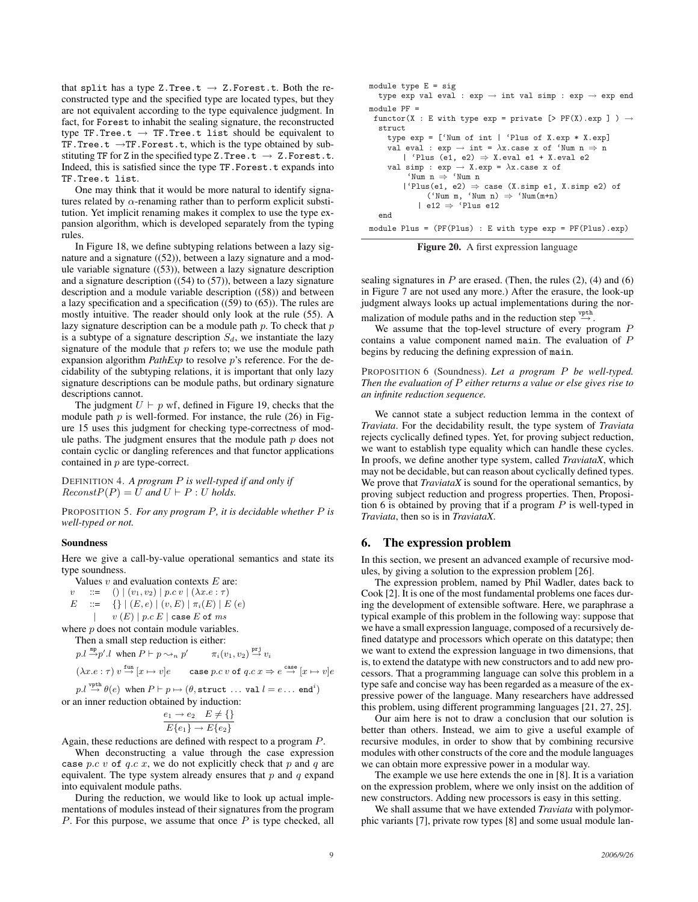that split has a type Z.Tree.t → Z.Forest.t. Both the reconstructed type and the specified type are located types, but they are not equivalent according to the type equivalence judgment. In fact, for Forest to inhabit the sealing signature, the reconstructed type TF.Tree.t → TF.Tree.t list should be equivalent to TF.Tree.t →TF.Forest.t, which is the type obtained by substituting TF for Z in the specified type Z.Tree.t → Z.Forest.t. Indeed, this is satisfied since the type TF.Forest.t expands into TF.Tree.t list.

One may think that it would be more natural to identify signatures related by $\alpha$-renaming rather than to perform explicit substitution. Yet implicit renaming makes it complex to use the type expansion algorithm, which is developed separately from the typing rules.

In Figure 18, we define subtyping relations between a lazy signature and a signature ((52)), between a lazy signature and a module variable signature ((53)), between a lazy signature description and a signature description ((54) to (57)), between a lazy signature description and a module variable description ((58)) and between a lazy specification and a specification ((59) to (65)). The rules are mostly intuitive. The reader should only look at the rule (55). A lazy signature description can be a module path $p$. To check that $p$ is a subtype of a signature description $S_d$, we instantiate the lazy signature of the module that $p$ refers to; we use the module path expansion algorithm *PathExp* to resolve $p$'s reference. For the decidability of the subtyping relations, it is important that only lazy signature descriptions can be module paths, but ordinary signature descriptions cannot.

The judgment $U \vdash p$ wf, defined in Figure 19, checks that the module path $p$ is well-formed. For instance, the rule (26) in Figure 15 uses this judgment for checking type-correctness of module paths. The judgment ensures that the module path $p$ does not contain cyclic or dangling references and that functor applications contained in $p$ are type-correct.

DEFINITION 4. *A program $P$ is well-typed if and only if $ReconstP(P) = U$ and $U \vdash P : U$ holds.*

PROPOSITION 5. *For any program $P$, it is decidable whether $P$ is well-typed or not.*

**Soundness**

Here we give a call-by-value operational semantics and state its type soundness.

Values $v$ and evaluation contexts $E$ are:

$$
\begin{array}{lll}
v & ::= & () \mid (v_1, v_2) \mid p.c\ v \mid (\lambda x.e : \tau) \\
E & ::= & \{\} \mid (E, e) \mid (v, E) \mid \pi_i(E) \mid E\ (e) \\
 & \mid & v\ (E) \mid p.c\ E \mid \texttt{case}\ E\ \texttt{of}\ ms
\end{array}
$$

where $p$ does not contain module variables.

Then a small step reduction is either:

$$p.l \overset{\texttt{mp}}{\to} p'.l \text{ when } P \vdash p \rightsquigarrow_n p' \qquad \pi_i(v_1, v_2) \overset{\texttt{prj}}{\to} v_i$$

$$(\lambda x.e : \tau)\ v \overset{\texttt{fun}}{\to} [x \mapsto v]e \qquad \texttt{case}\ p.c\ v\ \texttt{of}\ q.c\ x \Rightarrow e \overset{\texttt{case}}{\to} [x \mapsto v]e$$

$$p.l \overset{\texttt{vpth}}{\to} \theta(e) \text{ when } P \vdash p \mapsto (\theta, \texttt{struct} \ldots \texttt{val}\ l = e \ldots \texttt{end}^i)$$

or an inner reduction obtained by induction:

$$\frac{e_1 \to e_2 \quad E \neq \{\}}{E\{e_1\} \to E\{e_2\}}$$

Again, these reductions are defined with respect to a program $P$.

When deconstructing a value through the case expression case $p.c\ v$ of $q.c\ x$, we do not explicitly check that $p$ and $q$ are equivalent. The type system already ensures that $p$ and $q$ expand into equivalent module paths.

During the reduction, we would like to look up actual implementations of modules instead of their signatures from the program $P$. For this purpose, we assume that once $P$ is type checked, all sealing signatures in $P$ are erased. (Then, the rules (2), (4) and (6) in Figure 7 are not used any more.) After the erasure, the look-up judgment always looks up actual implementations during the normalization of module paths and in the reduction step $\overset{\texttt{vpth}}{\to}$.

We assume that the top-level structure of every program $P$ contains a value component named main. The evaluation of $P$ begins by reducing the defining expression of main.

PROPOSITION 6 (Soundness). *Let a program $P$ be well-typed. Then the evaluation of $P$ either returns a value or else gives rise to an infinite reduction sequence.*

We cannot state a subject reduction lemma in the context of *Traviata*. For the decidability result, the type system of *Traviata* rejects cyclically defined types. Yet, for proving subject reduction, we want to establish type equality which can handle these cycles. In proofs, we define another type system, called *TraviataX*, which may not be decidable, but can reason about cyclically defined types. We prove that *TraviataX* is sound for the operational semantics, by proving subject reduction and progress properties. Then, Proposition 6 is obtained by proving that if a program $P$ is well-typed in *Traviata*, then so is in *TraviataX*.

```
module type E = sig
  type exp val eval : exp → int val simp : exp → exp end
module PF =
 functor(X : E with type exp = private [> PF(X).exp ] ) →
  struct
    type exp = [‘Num of int | ‘Plus of X.exp * X.exp]
    val eval : exp → int = λx.case x of ‘Num n ⇒ n
       | ‘Plus (e1, e2) ⇒ X.eval e1 + X.eval e2
    val simp : exp → X.exp = λx.case x of
        ‘Num n ⇒ ‘Num n
       |‘Plus(e1, e2) ⇒ case (X.simp e1, X.simp e2) of
            (‘Num m, ‘Num n) ⇒ ‘Num(m+n)
          | e12 ⇒ ‘Plus e12
  end
module Plus = (PF(Plus) : E with type exp = PF(Plus).exp)
```

**Figure 20.** A first expression language

## 6. The expression problem

In this section, we present an advanced example of recursive modules, by giving a solution to the expression problem [26].

The expression problem, named by Phil Wadler, dates back to Cook [2]. It is one of the most fundamental problems one faces during the development of extensible software. Here, we paraphrase a typical example of this problem in the following way: suppose that we have a small expression language, composed of a recursively defined datatype and processors which operate on this datatype; then we want to extend the expression language in two dimensions, that is, to extend the datatype with new constructors and to add new processors. That a programming language can solve this problem in a type safe and concise way has been regarded as a measure of the expressive power of the language. Many researchers have addressed this problem, using different programming languages [21, 27, 25].

Our aim here is not to draw a conclusion that our solution is better than others. Instead, we aim to give a useful example of recursive modules, in order to show that by combining recursive modules with other constructs of the core and the module languages we can obtain more expressive power in a modular way.

The example we use here extends the one in [8]. It is a variation on the expression problem, where we only insist on the addition of new constructors. Adding new processors is easy in this setting.

We shall assume that we have extended *Traviata* with polymorphic variants [7], private row types [8] and some usual module lan-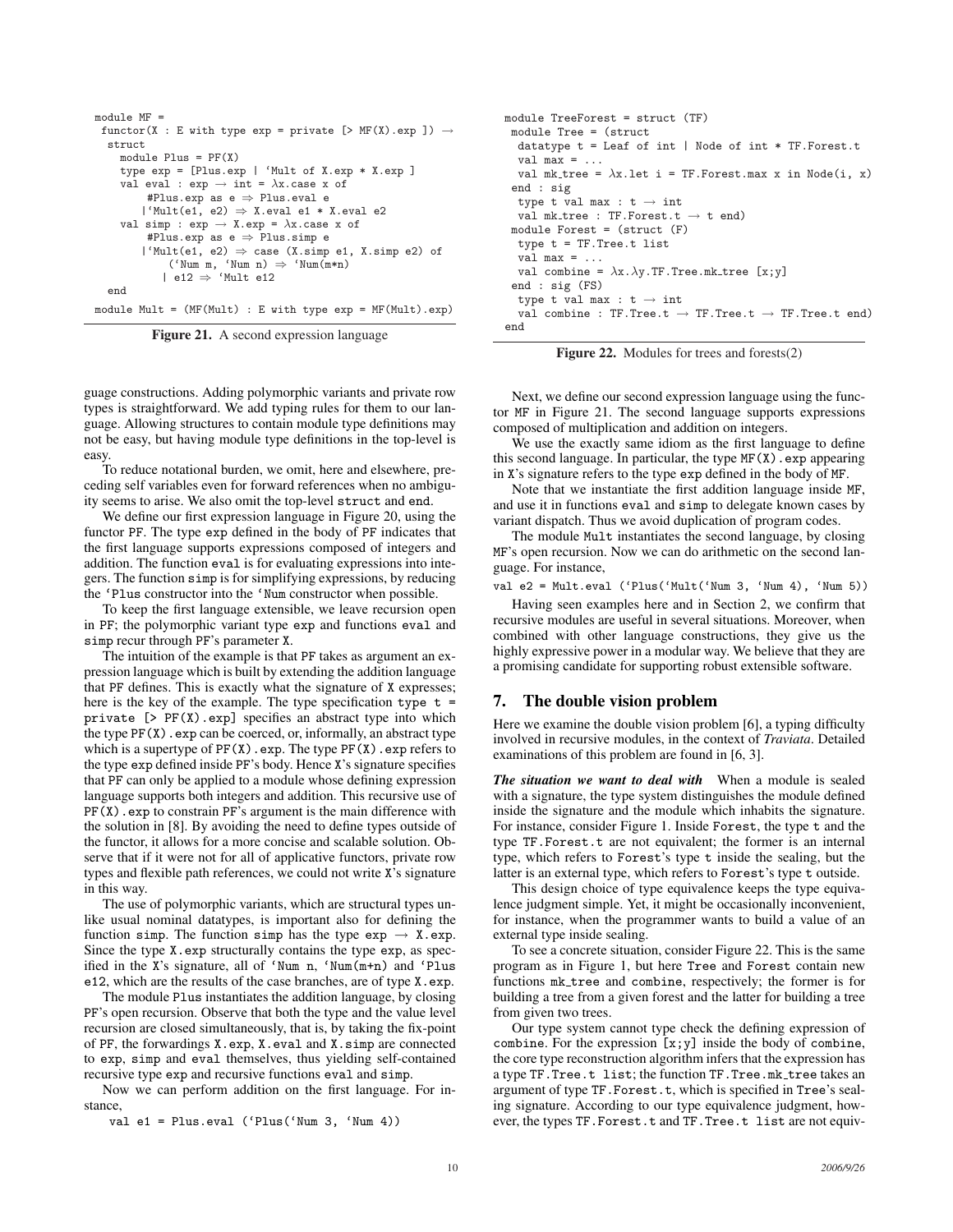```
module MF =
  functor(X : E with type exp = private [> MF(X).exp ]) →
   struct
     module Plus = PF(X)
     type exp = [Plus.exp | ‘Mult of X.exp * X.exp ]
     val eval : exp → int = λx.case x of
          #Plus.exp as e ⇒ Plus.eval e
         |‘Mult(e1, e2) ⇒ X.eval e1 * X.eval e2
     val simp : exp → X.exp = λx.case x of
          #Plus.exp as e ⇒ Plus.simp e
         |‘Mult(e1, e2) ⇒ case (X.simp e1, X.simp e2) of
              (‘Num m, ‘Num n) ⇒ ‘Num(m*n)
            | e12 ⇒ ‘Mult e12
   end
module Mult = (MF(Mult) : E with type exp = MF(Mult).exp)
```

**Figure 21.** A second expression language

```
module TreeForest = struct (TF)
  module Tree = (struct
    datatype t = Leaf of int | Node of int * TF.Forest.t
    val max = ...
    val mk_tree = λx.let i = TF.Forest.max x in Node(i, x)
  end : sig
    type t val max : t → int
    val mk_tree : TF.Forest.t → t end)
  module Forest = (struct (F)
    type t = TF.Tree.t list
    val max = ...
    val combine = λx.λy.TF.Tree.mk_tree [x;y]
  end : sig (FS)
    type t val max : t → int
    val combine : TF.Tree.t → TF.Tree.t → TF.Tree.t end)
end
```

**Figure 22.** Modules for trees and forests(2)

guage constructions. Adding polymorphic variants and private row types is straightforward. We add typing rules for them to our language. Allowing structures to contain module type definitions may not be easy, but having module type definitions in the top-level is easy.

To reduce notational burden, we omit, here and elsewhere, preceding self variables even for forward references when no ambiguity seems to arise. We also omit the top-level `struct` and `end`.

We define our first expression language in Figure 20, using the functor `PF`. The type `exp` defined in the body of `PF` indicates that the first language supports expressions composed of integers and addition. The function `eval` is for evaluating expressions into integers. The function `simp` is for simplifying expressions, by reducing the `‘Plus` constructor into the `‘Num` constructor when possible.

To keep the first language extensible, we leave recursion open in `PF`; the polymorphic variant type `exp` and functions `eval` and `simp` recur through `PF`'s parameter `X`.

The intuition of the example is that `PF` takes as argument an expression language which is built by extending the addition language that `PF` defines. This is exactly what the signature of `X` expresses; here is the key of the example. The type specification `type t = private [> PF(X).exp]` specifies an abstract type into which the type `PF(X).exp` can be coerced, or, informally, an abstract type which is a supertype of `PF(X).exp`. The type `PF(X).exp` refers to the type `exp` defined inside `PF`'s body. Hence `X`'s signature specifies that `PF` can only be applied to a module whose defining expression language supports both integers and addition. This recursive use of `PF(X).exp` to constrain `PF`'s argument is the main difference with the solution in [8]. By avoiding the need to define types outside of the functor, it allows for a more concise and scalable solution. Observe that if it were not for all of applicative functors, private row types and flexible path references, we could not write `X`'s signature in this way.

The use of polymorphic variants, which are structural types unlike usual nominal datatypes, is important also for defining the function `simp`. The function `simp` has the type `exp → X.exp`. Since the type `X.exp` structurally contains the type `exp`, as specified in the `X`'s signature, all of `‘Num n`, `‘Num(m+n)` and `‘Plus e12`, which are the results of the case branches, are of type `X.exp`.

The module `Plus` instantiates the addition language, by closing `PF`'s open recursion. Observe that both the type and the value level recursion are closed simultaneously, that is, by taking the fix-point of `PF`, the forwardings `X.exp`, `X.eval` and `X.simp` are connected to `exp`, `simp` and `eval` themselves, thus yielding self-contained recursive type `exp` and recursive functions `eval` and `simp`.

Now we can perform addition on the first language. For instance,

```
val e1 = Plus.eval (‘Plus(‘Num 3, ‘Num 4))
```

Next, we define our second expression language using the functor `MF` in Figure 21. The second language supports expressions composed of multiplication and addition on integers.

We use the exactly same idiom as the first language to define this second language. In particular, the type `MF(X).exp` appearing in `X`'s signature refers to the type `exp` defined in the body of `MF`.

Note that we instantiate the first addition language inside `MF`, and use it in functions `eval` and `simp` to delegate known cases by variant dispatch. Thus we avoid duplication of program codes.

The module `Mult` instantiates the second language, by closing `MF`'s open recursion. Now we can do arithmetic on the second language. For instance,

```
val e2 = Mult.eval (‘Plus(‘Mult(‘Num 3, ‘Num 4), ‘Num 5))
```

Having seen examples here and in Section 2, we confirm that recursive modules are useful in several situations. Moreover, when combined with other language constructions, they give us the highly expressive power in a modular way. We believe that they are a promising candidate for supporting robust extensible software.

## 7. The double vision problem

Here we examine the double vision problem [6], a typing difficulty involved in recursive modules, in the context of *Traviata*. Detailed examinations of this problem are found in [6, 3].

***The situation we want to deal with*** When a module is sealed with a signature, the type system distinguishes the module defined inside the signature and the module which inhabits the signature. For instance, consider Figure 1. Inside `Forest`, the type `t` and the type `TF.Forest.t` are not equivalent; the former is an internal type, which refers to `Forest`'s type `t` inside the sealing, but the latter is an external type, which refers to `Forest`'s type `t` outside.

This design choice of type equivalence keeps the type equivalence judgment simple. Yet, it might be occasionally inconvenient, for instance, when the programmer wants to build a value of an external type inside sealing.

To see a concrete situation, consider Figure 22. This is the same program as in Figure 1, but here `Tree` and `Forest` contain new functions `mk_tree` and `combine`, respectively; the former is for building a tree from a given forest and the latter for building a tree from given two trees.

Our type system cannot type check the defining expression of `combine`. For the expression `[x;y]` inside the body of `combine`, the core type reconstruction algorithm infers that the expression has a type `TF.Tree.t list`; the function `TF.Tree.mk_tree` takes an argument of type `TF.Forest.t`, which is specified in `Tree`'s sealing signature. According to our type equivalence judgment, however, the types `TF.Forest.t` and `TF.Tree.t list` are not equiv-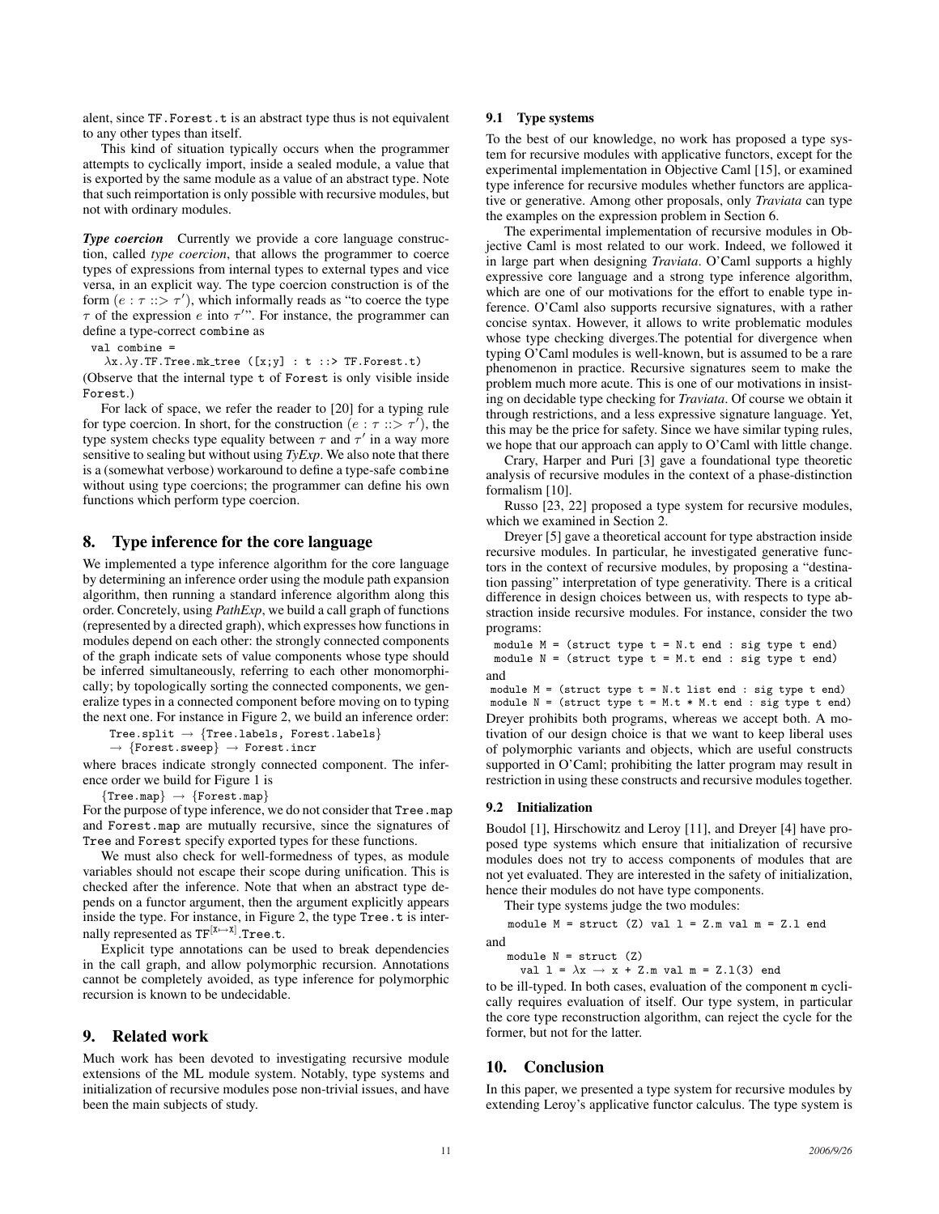alent, since TF.Forest.t is an abstract type thus is not equivalent to any other types than itself.

This kind of situation typically occurs when the programmer attempts to cyclically import, inside a sealed module, a value that is exported by the same module as a value of an abstract type. Note that such reimportation is only possible with recursive modules, but not with ordinary modules.

***Type coercion*** Currently we provide a core language construction, called *type coercion*, that allows the programmer to coerce types of expressions from internal types to external types and vice versa, in an explicit way. The type coercion construction is of the form $(e : \tau ::> \tau')$, which informally reads as "to coerce the type $\tau$ of the expression $e$ into $\tau'$". For instance, the programmer can define a type-correct combine as

```
val combine =
  λx.λy.TF.Tree.mk_tree ([x;y] : t ::> TF.Forest.t)
```

(Observe that the internal type t of Forest is only visible inside Forest.)

For lack of space, we refer the reader to [20] for a typing rule for type coercion. In short, for the construction $(e : \tau ::> \tau')$, the type system checks type equality between $\tau$ and $\tau'$ in a way more sensitive to sealing but without using *TyExp*. We also note that there is a (somewhat verbose) workaround to define a type-safe combine without using type coercions; the programmer can define his own functions which perform type coercion.

## 8. Type inference for the core language

We implemented a type inference algorithm for the core language by determining an inference order using the module path expansion algorithm, then running a standard inference algorithm along this order. Concretely, using *PathExp*, we build a call graph of functions (represented by a directed graph), which expresses how functions in modules depend on each other: the strongly connected components of the graph indicate sets of value components whose type should be inferred simultaneously, referring to each other monomorphically; by topologically sorting the connected components, we generalize types in a connected component before moving on to typing the next one. For instance in Figure 2, we build an inference order:

Tree.split $\rightarrow$ {Tree.labels, Forest.labels}
$\rightarrow$ {Forest.sweep} $\rightarrow$ Forest.incr

where braces indicate strongly connected component. The inference order we build for Figure 1 is

{Tree.map} $\rightarrow$ {Forest.map}

For the purpose of type inference, we do not consider that Tree.map and Forest.map are mutually recursive, since the signatures of Tree and Forest specify exported types for these functions.

We must also check for well-formedness of types, as module variables should not escape their scope during unification. This is checked after the inference. Note that when an abstract type depends on a functor argument, then the argument explicitly appears inside the type. For instance, in Figure 2, the type Tree.t is internally represented as $\text{TF}^{[\text{X} \mapsto \text{X}]}$.Tree.t.

Explicit type annotations can be used to break dependencies in the call graph, and allow polymorphic recursion. Annotations cannot be completely avoided, as type inference for polymorphic recursion is known to be undecidable.

## 9. Related work

Much work has been devoted to investigating recursive module extensions of the ML module system. Notably, type systems and initialization of recursive modules pose non-trivial issues, and have been the main subjects of study.

### 9.1 Type systems

To the best of our knowledge, no work has proposed a type system for recursive modules with applicative functors, except for the experimental implementation in Objective Caml [15], or examined type inference for recursive modules whether functors are applicative or generative. Among other proposals, only *Traviata* can type the examples on the expression problem in Section 6.

The experimental implementation of recursive modules in Objective Caml is most related to our work. Indeed, we followed it in large part when designing *Traviata*. O'Caml supports a highly expressive core language and a strong type inference algorithm, which are one of our motivations for the effort to enable type inference. O'Caml also supports recursive signatures, with a rather concise syntax. However, it allows to write problematic modules whose type checking diverges.The potential for divergence when typing O'Caml modules is well-known, but is assumed to be a rare phenomenon in practice. Recursive signatures seem to make the problem much more acute. This is one of our motivations in insisting on decidable type checking for *Traviata*. Of course we obtain it through restrictions, and a less expressive signature language. Yet, this may be the price for safety. Since we have similar typing rules, we hope that our approach can apply to O'Caml with little change.

Crary, Harper and Puri [3] gave a foundational type theoretic analysis of recursive modules in the context of a phase-distinction formalism [10].

Russo [23, 22] proposed a type system for recursive modules, which we examined in Section 2.

Dreyer [5] gave a theoretical account for type abstraction inside recursive modules. In particular, he investigated generative functors in the context of recursive modules, by proposing a "destination passing" interpretation of type generativity. There is a critical difference in design choices between us, with respects to type abstraction inside recursive modules. For instance, consider the two programs:

```
module M = (struct type t = N.t end : sig type t end)
module N = (struct type t = M.t end : sig type t end)
```

and

```
module M = (struct type t = N.t list end : sig type t end)
module N = (struct type t = M.t * M.t end : sig type t end)
```

Dreyer prohibits both programs, whereas we accept both. A motivation of our design choice is that we want to keep liberal uses of polymorphic variants and objects, which are useful constructs supported in O'Caml; prohibiting the latter program may result in restriction in using these constructs and recursive modules together.

### 9.2 Initialization

Boudol [1], Hirschowitz and Leroy [11], and Dreyer [4] have proposed type systems which ensure that initialization of recursive modules does not try to access components of modules that are not yet evaluated. They are interested in the safety of initialization, hence their modules do not have type components.

Their type systems judge the two modules:

```
module M = struct (Z) val l = Z.m val m = Z.l end
```

and

```
module N = struct (Z)
  val l = λx → x + Z.m val m = Z.l(3) end
```

to be ill-typed. In both cases, evaluation of the component m cyclically requires evaluation of itself. Our type system, in particular the core type reconstruction algorithm, can reject the cycle for the former, but not for the latter.

## 10. Conclusion

In this paper, we presented a type system for recursive modules by extending Leroy's applicative functor calculus. The type system is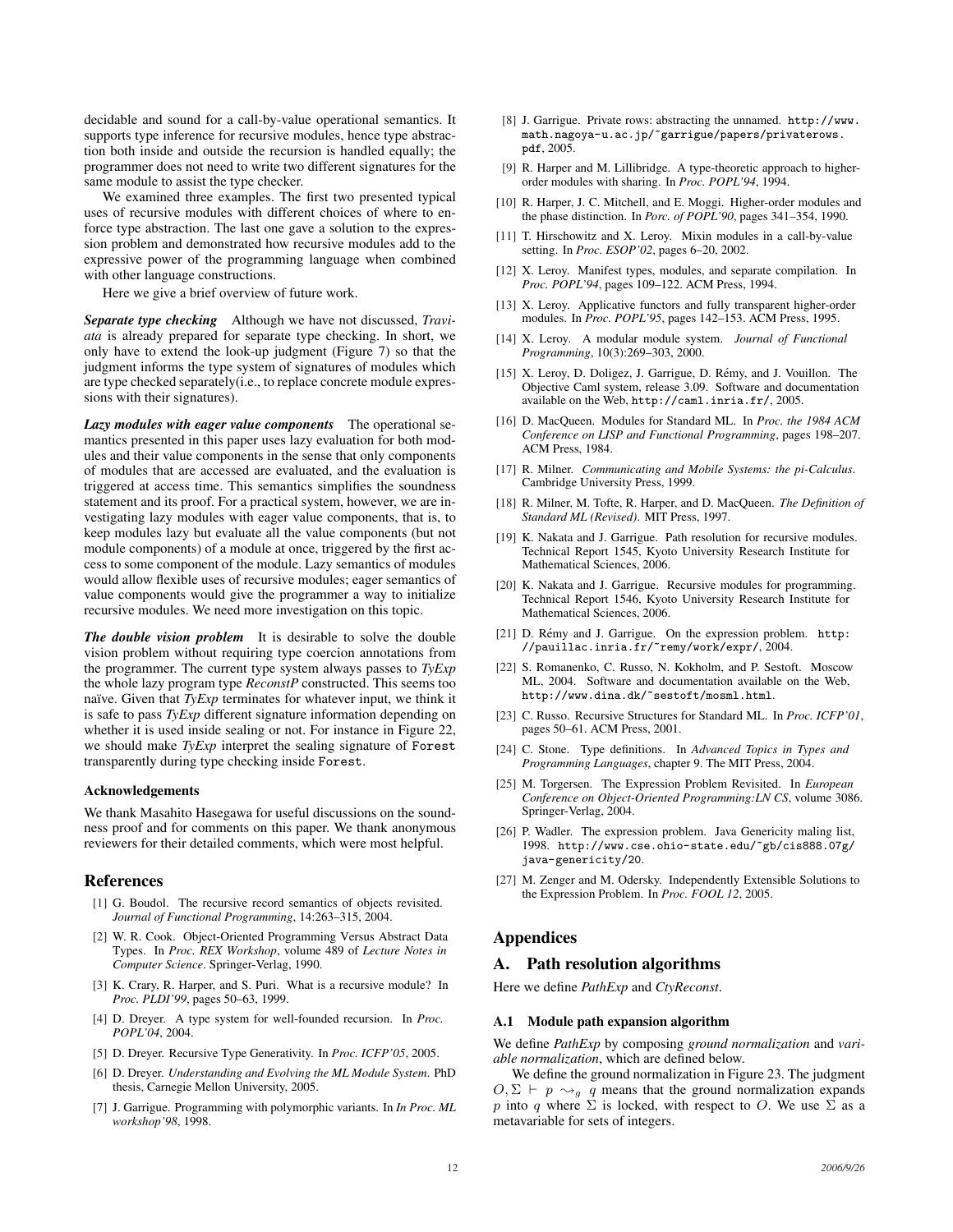decidable and sound for a call-by-value operational semantics. It supports type inference for recursive modules, hence type abstraction both inside and outside the recursion is handled equally; the programmer does not need to write two different signatures for the same module to assist the type checker.

We examined three examples. The first two presented typical uses of recursive modules with different choices of where to enforce type abstraction. The last one gave a solution to the expression problem and demonstrated how recursive modules add to the expressive power of the programming language when combined with other language constructions.

Here we give a brief overview of future work.

***Separate type checking*** Although we have not discussed, *Traviata* is already prepared for separate type checking. In short, we only have to extend the look-up judgment (Figure 7) so that the judgment informs the type system of signatures of modules which are type checked separately(i.e., to replace concrete module expressions with their signatures).

***Lazy modules with eager value components*** The operational semantics presented in this paper uses lazy evaluation for both modules and their value components in the sense that only components of modules that are accessed are evaluated, and the evaluation is triggered at access time. This semantics simplifies the soundness statement and its proof. For a practical system, however, we are investigating lazy modules with eager value components, that is, to keep modules lazy but evaluate all the value components (but not module components) of a module at once, triggered by the first access to some component of the module. Lazy semantics of modules would allow flexible uses of recursive modules; eager semantics of value components would give the programmer a way to initialize recursive modules. We need more investigation on this topic.

***The double vision problem*** It is desirable to solve the double vision problem without requiring type coercion annotations from the programmer. The current type system always passes to *TyExp* the whole lazy program type *ReconstP* constructed. This seems too naïve. Given that *TyExp* terminates for whatever input, we think it is safe to pass *TyExp* different signature information depending on whether it is used inside sealing or not. For instance in Figure 22, we should make *TyExp* interpret the sealing signature of `Forest` transparently during type checking inside `Forest`.

#### Acknowledgements

We thank Masahito Hasegawa for useful discussions on the soundness proof and for comments on this paper. We thank anonymous reviewers for their detailed comments, which were most helpful.

## References

[1] G. Boudol. The recursive record semantics of objects revisited. *Journal of Functional Programming*, 14:263–315, 2004.

[2] W. R. Cook. Object-Oriented Programming Versus Abstract Data Types. In *Proc. REX Workshop*, volume 489 of *Lecture Notes in Computer Science*. Springer-Verlag, 1990.

[3] K. Crary, R. Harper, and S. Puri. What is a recursive module? In *Proc. PLDI'99*, pages 50–63, 1999.

[4] D. Dreyer. A type system for well-founded recursion. In *Proc. POPL'04*, 2004.

[5] D. Dreyer. Recursive Type Generativity. In *Proc. ICFP'05*, 2005.

[6] D. Dreyer. *Understanding and Evolving the ML Module System*. PhD thesis, Carnegie Mellon University, 2005.

[7] J. Garrigue. Programming with polymorphic variants. In *In Proc. ML workshop'98*, 1998.

[8] J. Garrigue. Private rows: abstracting the unnamed. `http://www.math.nagoya-u.ac.jp/~garrigue/papers/privaterows.pdf`, 2005.

[9] R. Harper and M. Lillibridge. A type-theoretic approach to higher-order modules with sharing. In *Proc. POPL'94*, 1994.

[10] R. Harper, J. C. Mitchell, and E. Moggi. Higher-order modules and the phase distinction. In *Porc. of POPL'90*, pages 341–354, 1990.

[11] T. Hirschowitz and X. Leroy. Mixin modules in a call-by-value setting. In *Proc. ESOP'02*, pages 6–20, 2002.

[12] X. Leroy. Manifest types, modules, and separate compilation. In *Proc. POPL'94*, pages 109–122. ACM Press, 1994.

[13] X. Leroy. Applicative functors and fully transparent higher-order modules. In *Proc. POPL'95*, pages 142–153. ACM Press, 1995.

[14] X. Leroy. A modular module system. *Journal of Functional Programming*, 10(3):269–303, 2000.

[15] X. Leroy, D. Doligez, J. Garrigue, D. Rémy, and J. Vouillon. The Objective Caml system, release 3.09. Software and documentation available on the Web, `http://caml.inria.fr/`, 2005.

[16] D. MacQueen. Modules for Standard ML. In *Proc. the 1984 ACM Conference on LISP and Functional Programming*, pages 198–207. ACM Press, 1984.

[17] R. Milner. *Communicating and Mobile Systems: the pi-Calculus*. Cambridge University Press, 1999.

[18] R. Milner, M. Tofte, R. Harper, and D. MacQueen. *The Definition of Standard ML (Revised)*. MIT Press, 1997.

[19] K. Nakata and J. Garrigue. Path resolution for recursive modules. Technical Report 1545, Kyoto University Research Institute for Mathematical Sciences, 2006.

[20] K. Nakata and J. Garrigue. Recursive modules for programming. Technical Report 1546, Kyoto University Research Institute for Mathematical Sciences, 2006.

[21] D. Rémy and J. Garrigue. On the expression problem. `http://pauillac.inria.fr/~remy/work/expr/`, 2004.

[22] S. Romanenko, C. Russo, N. Kokholm, and P. Sestoft. Moscow ML, 2004. Software and documentation available on the Web, `http://www.dina.dk/~sestoft/mosml.html`.

[23] C. Russo. Recursive Structures for Standard ML. In *Proc. ICFP'01*, pages 50–61. ACM Press, 2001.

[24] C. Stone. Type definitions. In *Advanced Topics in Types and Programming Languages*, chapter 9. The MIT Press, 2004.

[25] M. Torgersen. The Expression Problem Revisited. In *European Conference on Object-Oriented Programming:LN CS*, volume 3086. Springer-Verlag, 2004.

[26] P. Wadler. The expression problem. Java Genericity maling list, 1998. `http://www.cse.ohio-state.edu/~gb/cis888.07g/java-genericity/20`.

[27] M. Zenger and M. Odersky. Independently Extensible Solutions to the Expression Problem. In *Proc. FOOL 12*, 2005.

## Appendices

## A. Path resolution algorithms

Here we define *PathExp* and *CtyReconst*.

### A.1 Module path expansion algorithm

We define *PathExp* by composing *ground normalization* and *variable normalization*, which are defined below.

We define the ground normalization in Figure 23. The judgment $O, \Sigma \vdash p \rightsquigarrow_g q$ means that the ground normalization expands $p$ into $q$ where $\Sigma$ is locked, with respect to $O$. We use $\Sigma$ as a metavariable for sets of integers.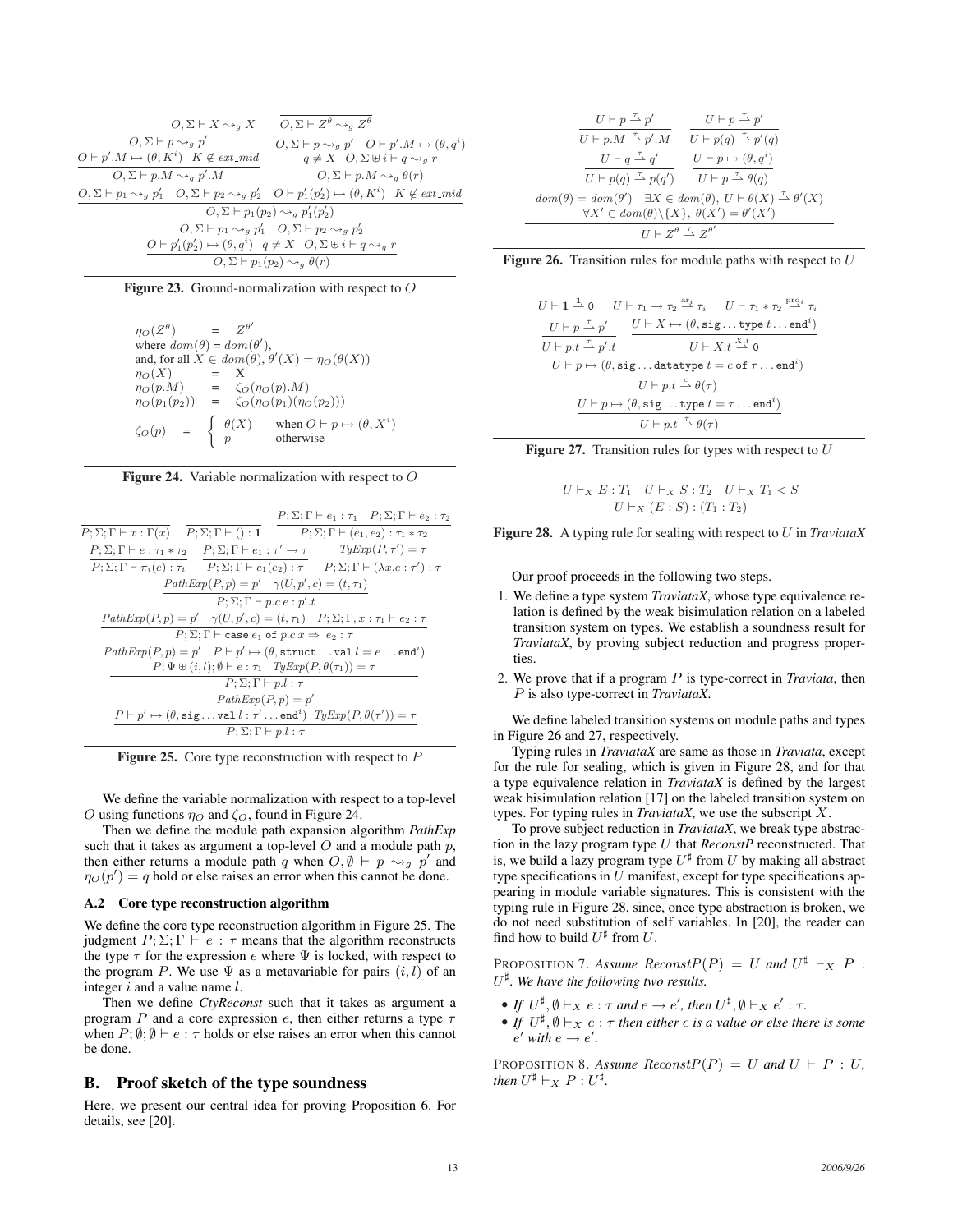$$\frac{}{O,\Sigma \vdash X \rightsquigarrow_g X} \qquad \frac{}{O,\Sigma \vdash Z^\theta \rightsquigarrow_g Z^\theta}$$

$$\frac{O,\Sigma \vdash p \rightsquigarrow_g p' \quad O \vdash p'.M \mapsto (\theta, K^i) \quad K \notin ext\_mid}{O,\Sigma \vdash p.M \rightsquigarrow_g p'.M}$$

$$\frac{O,\Sigma \vdash p \rightsquigarrow_g p' \quad O \vdash p'.M \mapsto (\theta, q^i) \quad q \neq X \quad O, \Sigma \uplus i \vdash q \rightsquigarrow_g r}{O,\Sigma \vdash p.M \rightsquigarrow_g \theta(r)}$$

$$\frac{O,\Sigma \vdash p_1 \rightsquigarrow_g p_1' \quad O,\Sigma \vdash p_2 \rightsquigarrow_g p_2' \quad O \vdash p_1'(p_2') \mapsto (\theta, K^i) \quad K \notin ext\_mid}{O,\Sigma \vdash p_1(p_2) \rightsquigarrow_g p_1'(p_2')}$$

$$\frac{O,\Sigma \vdash p_1 \rightsquigarrow_g p_1' \quad O,\Sigma \vdash p_2 \rightsquigarrow_g p_2' \quad O \vdash p_1'(p_2') \mapsto (\theta, q^i) \quad q \neq X \quad O, \Sigma \uplus i \vdash q \rightsquigarrow_g r}{O,\Sigma \vdash p_1(p_2) \rightsquigarrow_g \theta(r)}$$

**Figure 23.** Ground-normalization with respect to $O$

$$\begin{array}{lcl}
\eta_O(Z^\theta) & = & Z^{\theta'} \\
\multicolumn{3}{l}{\text{where } dom(\theta) = dom(\theta'),} \\
\multicolumn{3}{l}{\text{and, for all } X \in dom(\theta), \theta'(X) = \eta_O(\theta(X))} \\
\eta_O(X) & = & X \\
\eta_O(p.M) & = & \zeta_O(\eta_O(p).M) \\
\eta_O(p_1(p_2)) & = & \zeta_O(\eta_O(p_1)(\eta_O(p_2)))
\end{array}$$

$$\zeta_O(p) = \begin{cases} \theta(X) & \text{when } O \vdash p \mapsto (\theta, X^i) \\ p & \text{otherwise} \end{cases}$$

**Figure 24.** Variable normalization with respect to $O$

$$\frac{}{P;\Sigma;\Gamma \vdash x : \Gamma(x)} \qquad \frac{}{P;\Sigma;\Gamma \vdash () : \mathbf{1}} \qquad \frac{P;\Sigma;\Gamma \vdash e_1 : \tau_1 \quad P;\Sigma;\Gamma \vdash e_2 : \tau_2}{P;\Sigma;\Gamma \vdash (e_1, e_2) : \tau_1 * \tau_2}$$

$$\frac{P;\Sigma;\Gamma \vdash e : \tau_1 * \tau_2}{P;\Sigma;\Gamma \vdash \pi_i(e) : \tau_i} \qquad \frac{P;\Sigma;\Gamma \vdash e_1 : \tau' \to \tau}{P;\Sigma;\Gamma \vdash e_1(e_2) : \tau} \qquad \frac{TyExp(P, \tau') = \tau}{P;\Sigma;\Gamma \vdash (\lambda x.e : \tau') : \tau}$$

$$\frac{PathExp(P,p) = p' \quad \gamma(U, p', c) = (t, \tau_1)}{P;\Sigma;\Gamma \vdash p.c\, e : p'.t}$$

$$\frac{PathExp(P,p) = p' \quad \gamma(U, p', c) = (t, \tau_1) \quad P;\Sigma;\Gamma, x : \tau_1 \vdash e_2 : \tau}{P;\Sigma;\Gamma \vdash \texttt{case}\ e_1\ \texttt{of}\ p.c\, x \Rightarrow\ e_2 : \tau}$$

$$\frac{PathExp(P,p) = p' \quad P \vdash p' \mapsto (\theta, \texttt{struct} \ldots \texttt{val}\ l = e \ldots \texttt{end}^i) \quad P; \Psi \uplus (i,l); \emptyset \vdash e : \tau_1 \quad TyExp(P, \theta(\tau_1)) = \tau}{P;\Sigma;\Gamma \vdash p.l : \tau}$$

$$\frac{PathExp(P,p) = p' \quad P \vdash p' \mapsto (\theta, \texttt{sig} \ldots \texttt{val}\ l : \tau' \ldots \texttt{end}^i) \quad TyExp(P, \theta(\tau')) = \tau}{P;\Sigma;\Gamma \vdash p.l : \tau}$$

**Figure 25.** Core type reconstruction with respect to $P$

We define the variable normalization with respect to a top-level $O$ using functions $\eta_O$ and $\zeta_O$, found in Figure 24.

Then we define the module path expansion algorithm *PathExp* such that it takes as argument a top-level $O$ and a module path $p$, then either returns a module path $q$ when $O, \emptyset \vdash p \rightsquigarrow_g p'$ and $\eta_O(p') = q$ hold or else raises an error when this cannot be done.

### A.2 Core type reconstruction algorithm

We define the core type reconstruction algorithm in Figure 25. The judgment $P;\Sigma;\Gamma \vdash e : \tau$ means that the algorithm reconstructs the type $\tau$ for the expression $e$ where $\Psi$ is locked, with respect to the program $P$. We use $\Psi$ as a metavariable for pairs $(i, l)$ of an integer $i$ and a value name $l$.

Then we define *CtyReconst* such that it takes as argument a program $P$ and a core expression $e$, then either returns a type $\tau$ when $P; \emptyset; \emptyset \vdash e : \tau$ holds or else raises an error when this cannot be done.

## B. Proof sketch of the type soundness

Here, we present our central idea for proving Proposition 6. For details, see [20].

$$\frac{U \vdash p \xrightarrow{\tau} p'}{U \vdash p.M \xrightarrow{\tau} p'.M} \qquad \frac{U \vdash p \xrightarrow{\tau} p'}{U \vdash p(q) \xrightarrow{\tau} p'(q)}$$

$$\frac{U \vdash q \xrightarrow{\tau} q'}{U \vdash p(q) \xrightarrow{\tau} p(q')} \qquad \frac{U \vdash p \mapsto (\theta, q^i)}{U \vdash p \xrightarrow{\tau} \theta(q)}$$

$$\frac{dom(\theta) = dom(\theta') \quad \exists X \in dom(\theta),\ U \vdash \theta(X) \xrightarrow{\tau} \theta'(X) \quad \forall X' \in dom(\theta) \backslash \{X\},\ \theta(X') = \theta'(X')}{U \vdash Z^\theta \xrightarrow{\tau} Z^{\theta'}}$$

**Figure 26.** Transition rules for module paths with respect to $U$

$$U \vdash \mathbf{1} \xrightarrow{\mathbf{1}} 0 \qquad U \vdash \tau_1 \to \tau_2 \xrightarrow{\text{ar}_i} \tau_i \qquad U \vdash \tau_1 * \tau_2 \xrightarrow{\text{prd}_i} \tau_i$$

$$\frac{U \vdash p \xrightarrow{\tau} p'}{U \vdash p.t \xrightarrow{\tau} p'.t} \qquad \frac{U \vdash X \mapsto (\theta, \texttt{sig} \ldots \texttt{type}\ t \ldots \texttt{end}^i)}{U \vdash X.t \xrightarrow{X.t} 0}$$

$$\frac{U \vdash p \mapsto (\theta, \texttt{sig} \ldots \texttt{datatype}\ t = c\ \texttt{of}\ \tau \ldots \texttt{end}^i)}{U \vdash p.t \xrightarrow{c} \theta(\tau)}$$

$$\frac{U \vdash p \mapsto (\theta, \texttt{sig} \ldots \texttt{type}\ t = \tau \ldots \texttt{end}^i)}{U \vdash p.t \xrightarrow{\tau} \theta(\tau)}$$

**Figure 27.** Transition rules for types with respect to $U$

$$\frac{U \vdash_X E : T_1 \quad U \vdash_X S : T_2 \quad U \vdash_X T_1 < S}{U \vdash_X (E : S) : (T_1 : T_2)}$$

**Figure 28.** A typing rule for sealing with respect to $U$ in *TraviataX*

Our proof proceeds in the following two steps.

1. We define a type system *TraviataX*, whose type equivalence relation is defined by the weak bisimulation relation on a labeled transition system on types. We establish a soundness result for *TraviataX*, by proving subject reduction and progress properties.
2. We prove that if a program $P$ is type-correct in *Traviata*, then $P$ is also type-correct in *TraviataX*.

We define labeled transition systems on module paths and types in Figure 26 and 27, respectively.

Typing rules in *TraviataX* are same as those in *Traviata*, except for the rule for sealing, which is given in Figure 28, and for that a type equivalence relation in *TraviataX* is defined by the largest weak bisimulation relation [17] on the labeled transition system on types. For typing rules in *TraviataX*, we use the subscript $X$.

To prove subject reduction in *TraviataX*, we break type abstraction in the lazy program type $U$ that *ReconstP* reconstructed. That is, we build a lazy program type $U^\sharp$ from $U$ by making all abstract type specifications in $U$ manifest, except for type specifications appearing in module variable signatures. This is consistent with the typing rule in Figure 28, since, once type abstraction is broken, we do not need substitution of self variables. In [20], the reader can find how to build $U^\sharp$ from $U$.

PROPOSITION 7. *Assume $ReconstP(P) = U$ and $U^\sharp \vdash_X P : U^\sharp$. We have the following two results.*

- *If $U^\sharp, \emptyset \vdash_X e : \tau$ and $e \to e'$, then $U^\sharp, \emptyset \vdash_X e' : \tau$.*
- *If $U^\sharp, \emptyset \vdash_X e : \tau$ then either $e$ is a value or else there is some $e'$ with $e \to e'$.*

PROPOSITION 8. *Assume $ReconstP(P) = U$ and $U \vdash P : U$, then $U^\sharp \vdash_X P : U^\sharp$.*